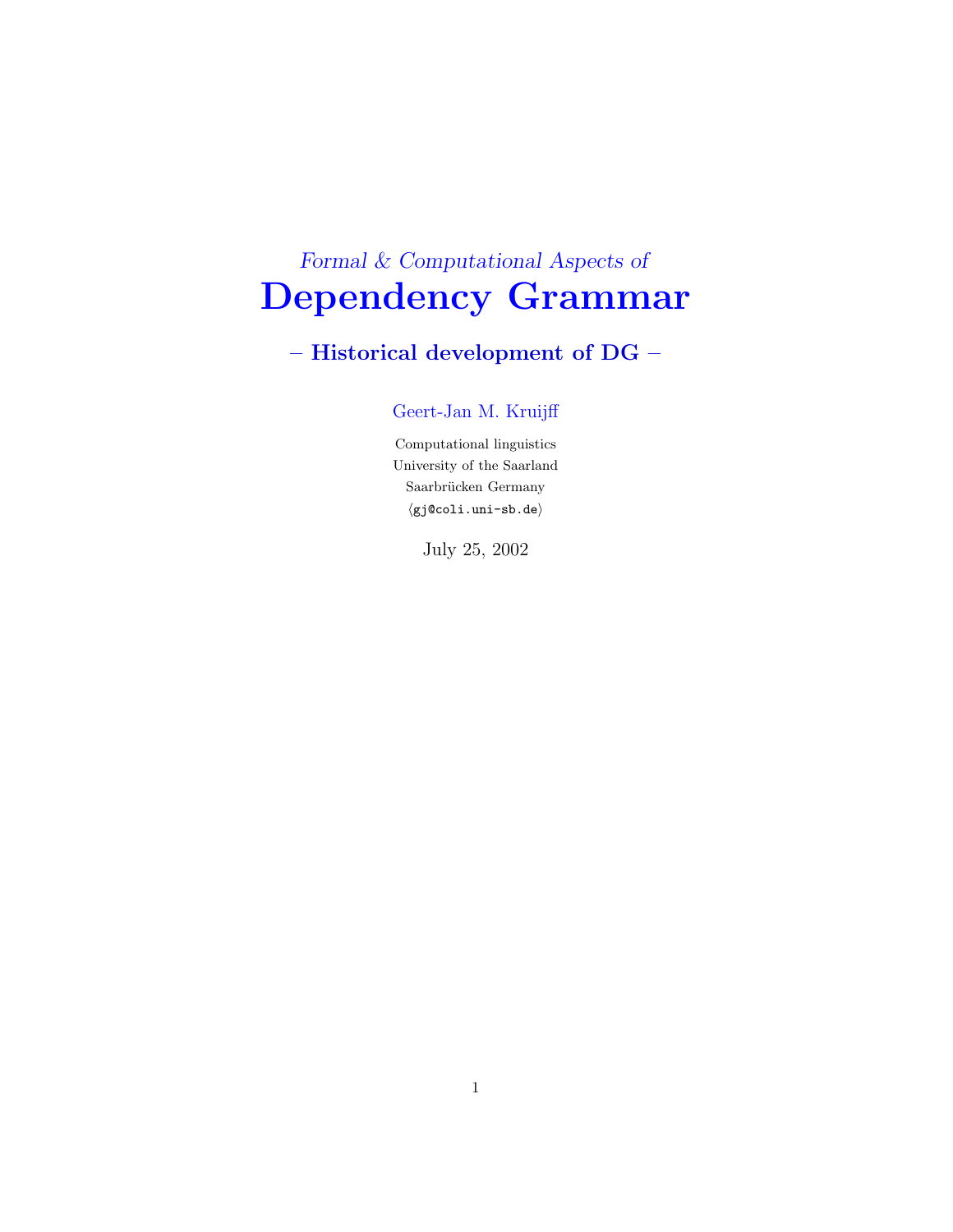*Formal & Computational Aspects of*

# Dependency Grammar

## – Historical development of DG –

Geert-Jan M. Kruijff

Computational linguistics
University of the Saarland
Saarbrücken Germany
⟨gj@coli.uni-sb.de⟩

July 25, 2002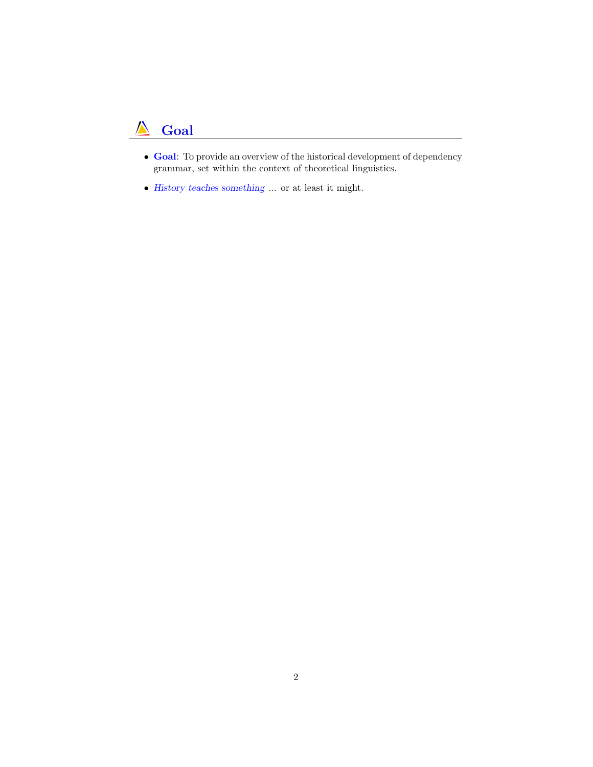# Goal

- **Goal**: To provide an overview of the historical development of dependency grammar, set within the context of theoretical linguistics.
- *History teaches something* ... or at least it might.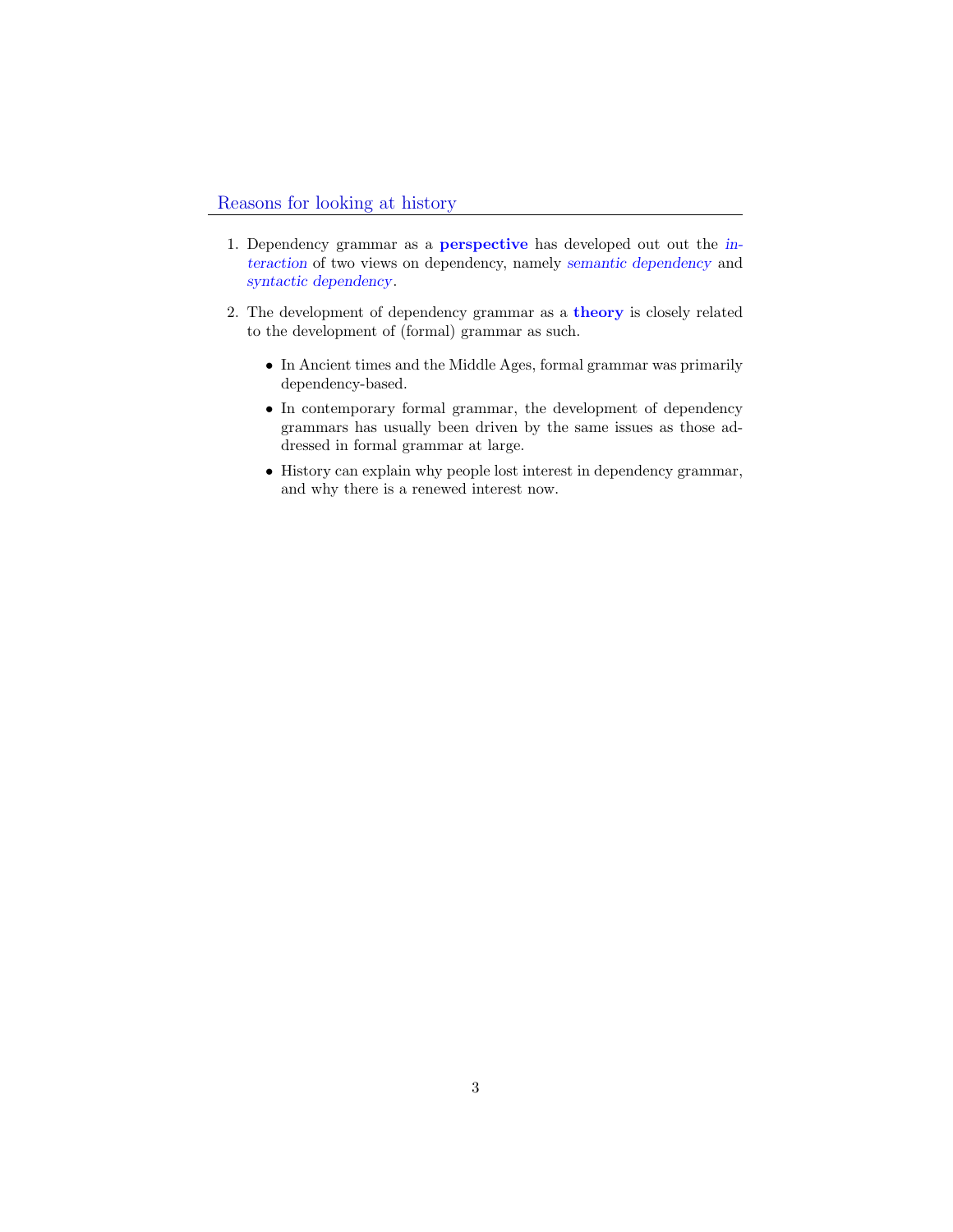## Reasons for looking at history

1. Dependency grammar as a **perspective** has developed out out the *interaction* of two views on dependency, namely *semantic dependency* and *syntactic dependency*.

2. The development of dependency grammar as a **theory** is closely related to the development of (formal) grammar as such.

   - In Ancient times and the Middle Ages, formal grammar was primarily dependency-based.
   - In contemporary formal grammar, the development of dependency grammars has usually been driven by the same issues as those addressed in formal grammar at large.
   - History can explain why people lost interest in dependency grammar, and why there is a renewed interest now.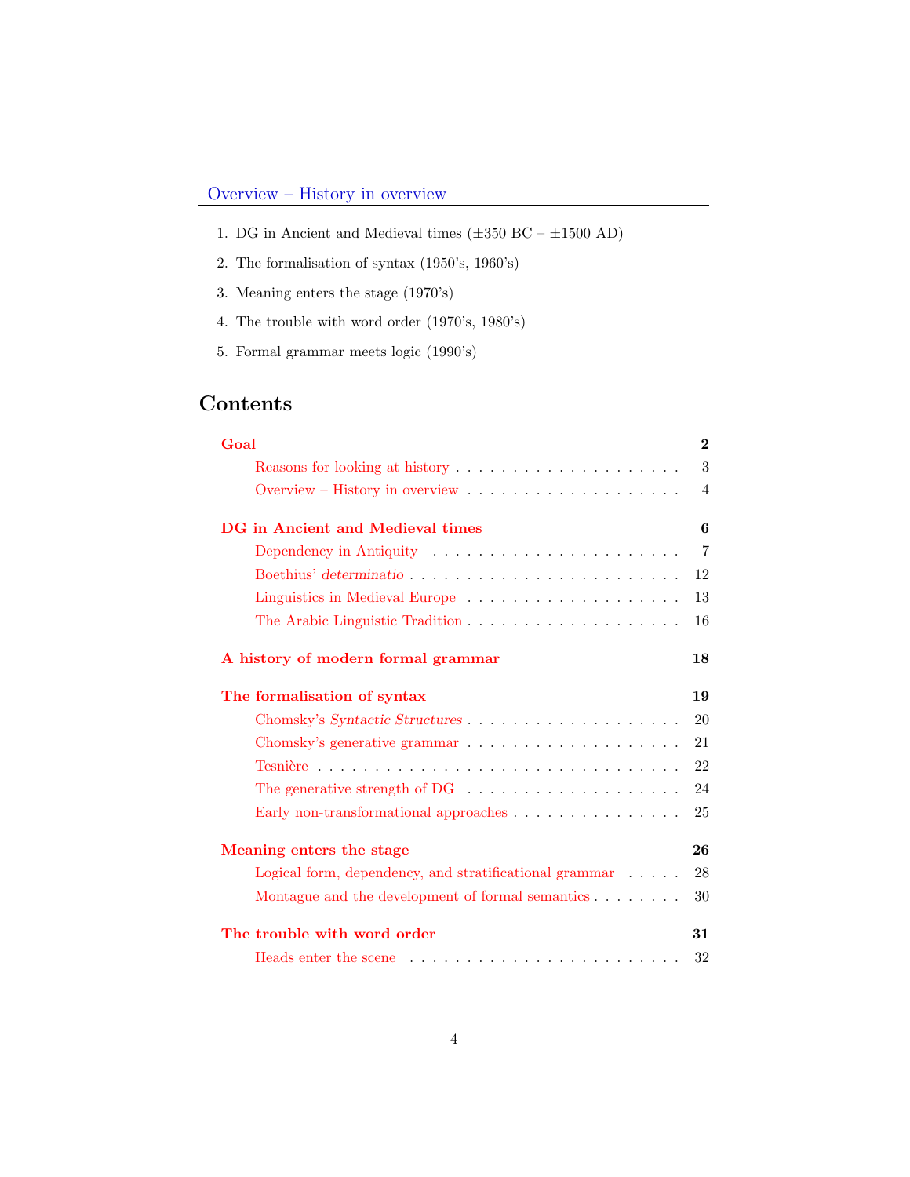## Overview – History in overview

1. DG in Ancient and Medieval times (±350 BC – ±1500 AD)
2. The formalisation of syntax (1950's, 1960's)
3. Meaning enters the stage (1970's)
4. The trouble with word order (1970's, 1980's)
5. Formal grammar meets logic (1990's)

# Contents

**Goal** — 2
- Reasons for looking at history — 3
- Overview – History in overview — 4

**DG in Ancient and Medieval times** — 6
- Dependency in Antiquity — 7
- Boethius' *determinatio* — 12
- Linguistics in Medieval Europe — 13
- The Arabic Linguistic Tradition — 16

**A history of modern formal grammar** — 18

**The formalisation of syntax** — 19
- Chomsky's *Syntactic Structures* — 20
- Chomsky's generative grammar — 21
- Tesnière — 22
- The generative strength of DG — 24
- Early non-transformational approaches — 25

**Meaning enters the stage** — 26
- Logical form, dependency, and stratificational grammar — 28
- Montague and the development of formal semantics — 30

**The trouble with word order** — 31
- Heads enter the scene — 32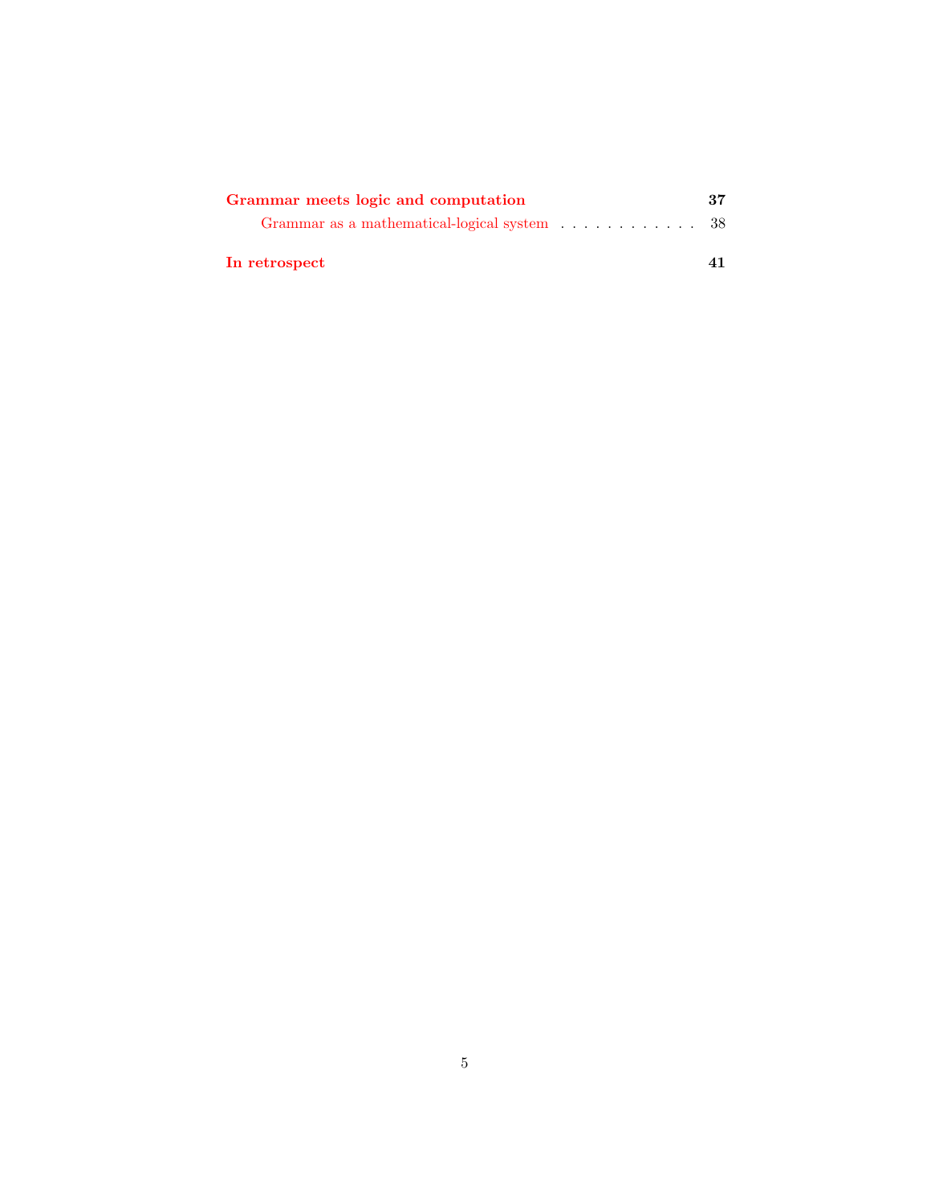**Grammar meets logic and computation** **37**

Grammar as a mathematical-logical system . . . . . . . . . . . . . 38

**In retrospect** **41**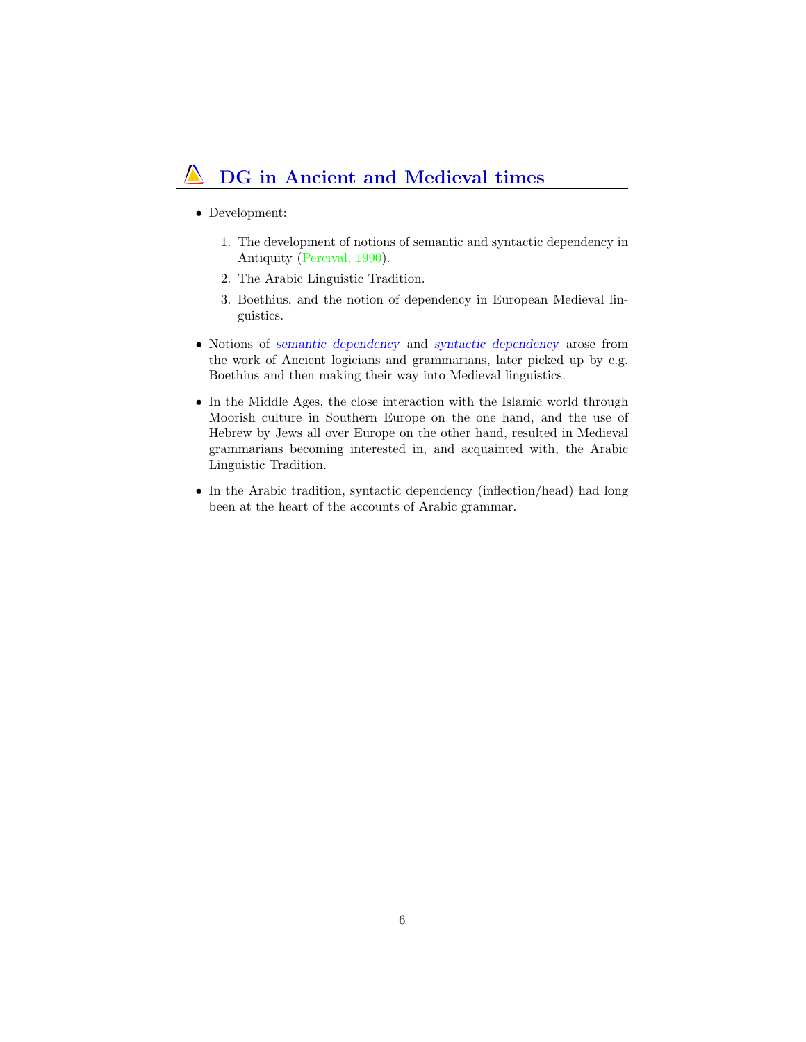## DG in Ancient and Medieval times

- Development:

  1. The development of notions of semantic and syntactic dependency in Antiquity (Percival, 1990).
  2. The Arabic Linguistic Tradition.
  3. Boethius, and the notion of dependency in European Medieval linguistics.

- Notions of *semantic dependency* and *syntactic dependency* arose from the work of Ancient logicians and grammarians, later picked up by e.g. Boethius and then making their way into Medieval linguistics.

- In the Middle Ages, the close interaction with the Islamic world through Moorish culture in Southern Europe on the one hand, and the use of Hebrew by Jews all over Europe on the other hand, resulted in Medieval grammarians becoming interested in, and acquainted with, the Arabic Linguistic Tradition.

- In the Arabic tradition, syntactic dependency (inflection/head) had long been at the heart of the accounts of Arabic grammar.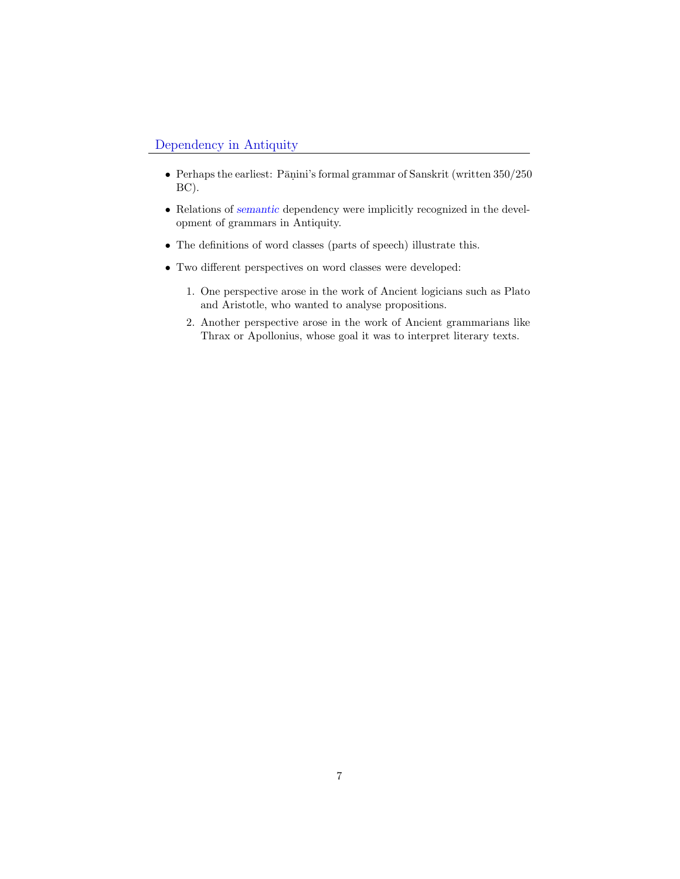## Dependency in Antiquity

- Perhaps the earliest: Pāṇini's formal grammar of Sanskrit (written 350/250 BC).
- Relations of *semantic* dependency were implicitly recognized in the development of grammars in Antiquity.
- The definitions of word classes (parts of speech) illustrate this.
- Two different perspectives on word classes were developed:
  1. One perspective arose in the work of Ancient logicians such as Plato and Aristotle, who wanted to analyse propositions.
  2. Another perspective arose in the work of Ancient grammarians like Thrax or Apollonius, whose goal it was to interpret literary texts.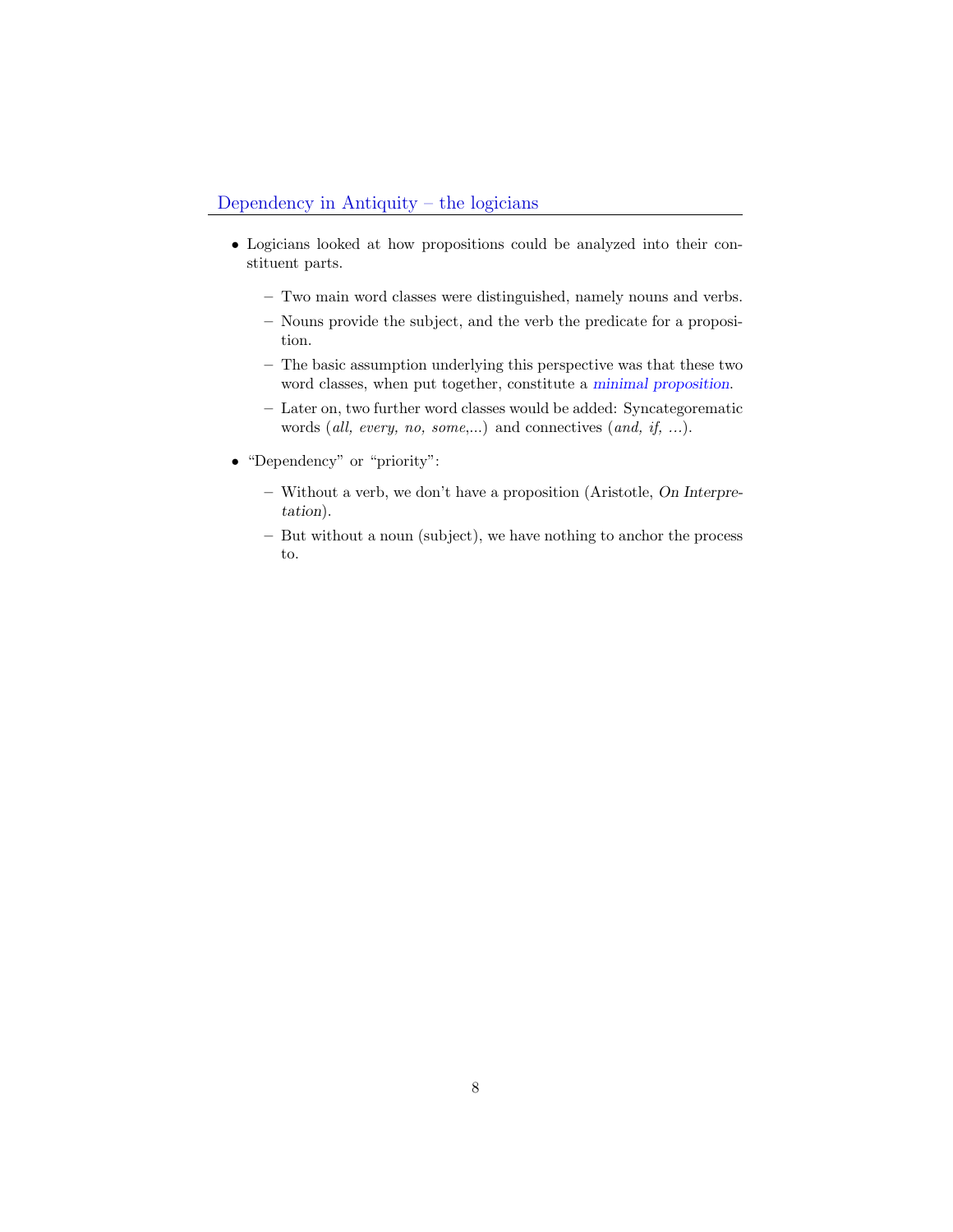## Dependency in Antiquity – the logicians

- Logicians looked at how propositions could be analyzed into their constituent parts.
  - Two main word classes were distinguished, namely nouns and verbs.
  - Nouns provide the subject, and the verb the predicate for a proposition.
  - The basic assumption underlying this perspective was that these two word classes, when put together, constitute a *minimal proposition*.
  - Later on, two further word classes would be added: Syncategorematic words (*all, every, no, some*,...) and connectives (*and, if, ...*).
- "Dependency" or "priority":
  - Without a verb, we don't have a proposition (Aristotle, *On Interpretation*).
  - But without a noun (subject), we have nothing to anchor the process to.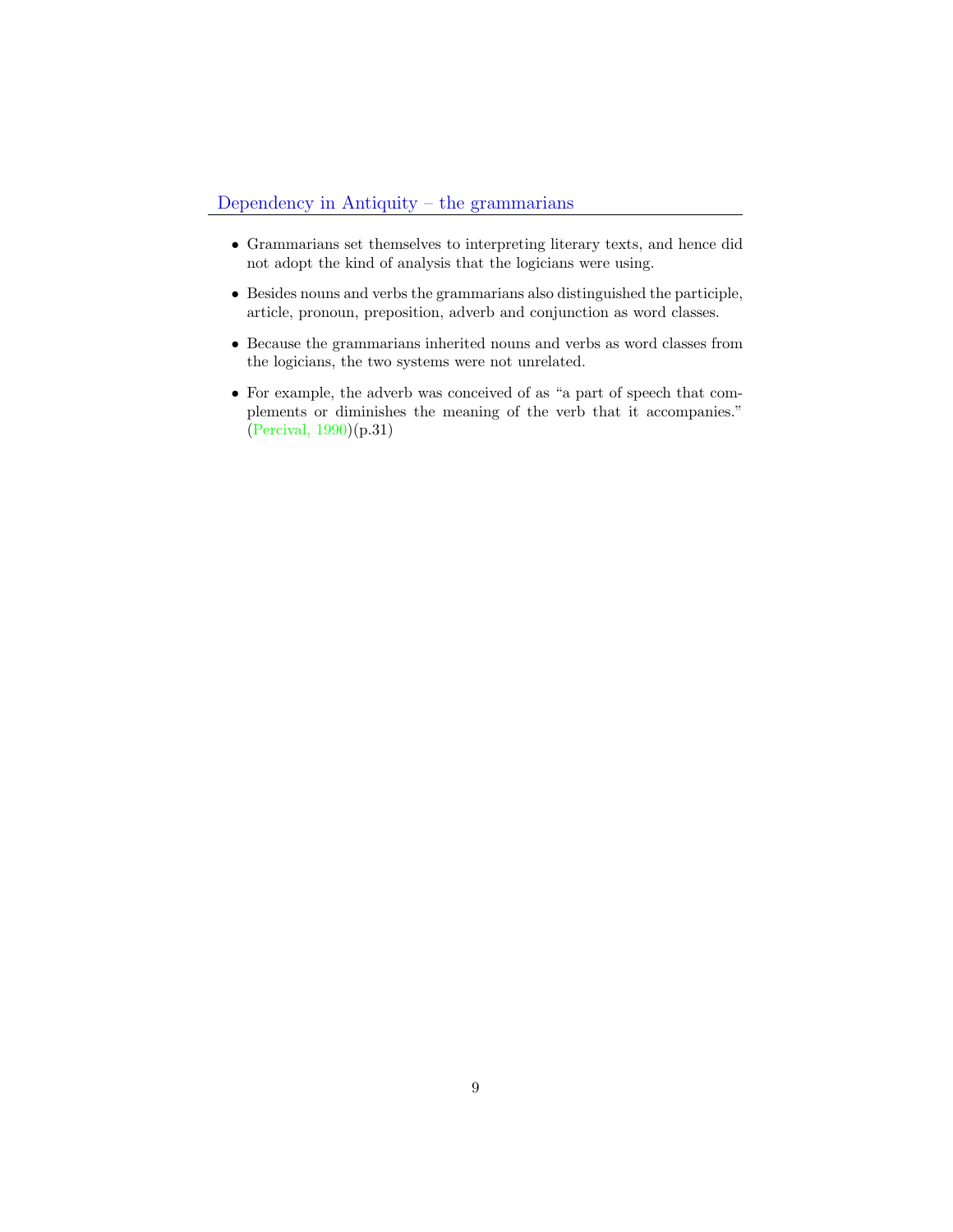## Dependency in Antiquity – the grammarians

- Grammarians set themselves to interpreting literary texts, and hence did not adopt the kind of analysis that the logicians were using.
- Besides nouns and verbs the grammarians also distinguished the participle, article, pronoun, preposition, adverb and conjunction as word classes.
- Because the grammarians inherited nouns and verbs as word classes from the logicians, the two systems were not unrelated.
- For example, the adverb was conceived of as "a part of speech that complements or diminishes the meaning of the verb that it accompanies." (Percival, 1990)(p.31)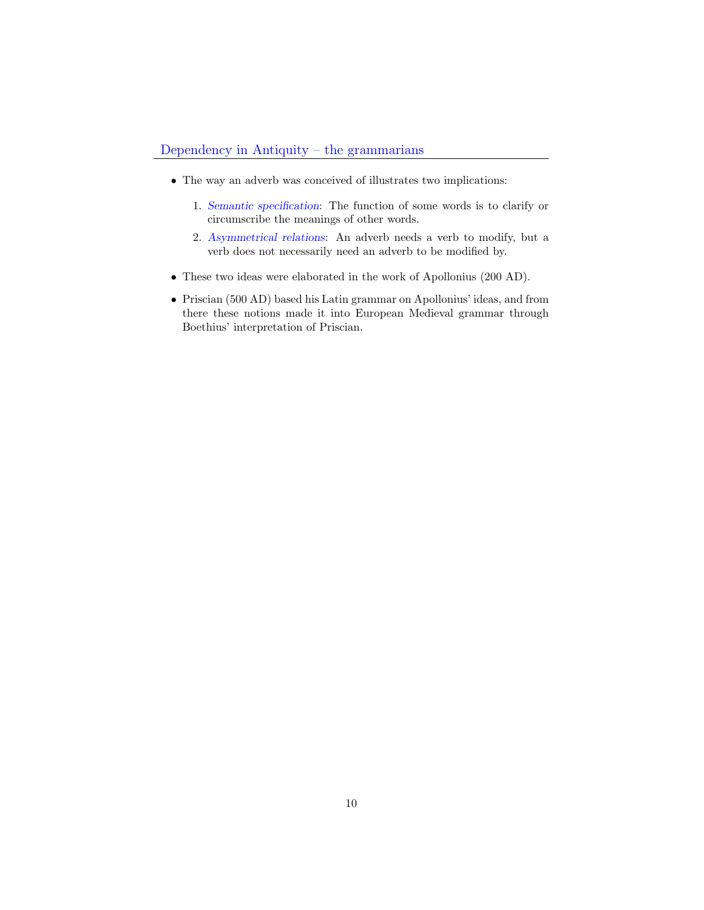## Dependency in Antiquity – the grammarians

- The way an adverb was conceived of illustrates two implications:
  1. *Semantic specification*: The function of some words is to clarify or circumscribe the meanings of other words.
  2. *Asymmetrical relations*: An adverb needs a verb to modify, but a verb does not necessarily need an adverb to be modified by.
- These two ideas were elaborated in the work of Apollonius (200 AD).
- Priscian (500 AD) based his Latin grammar on Apollonius' ideas, and from there these notions made it into European Medieval grammar through Boethius' interpretation of Priscian.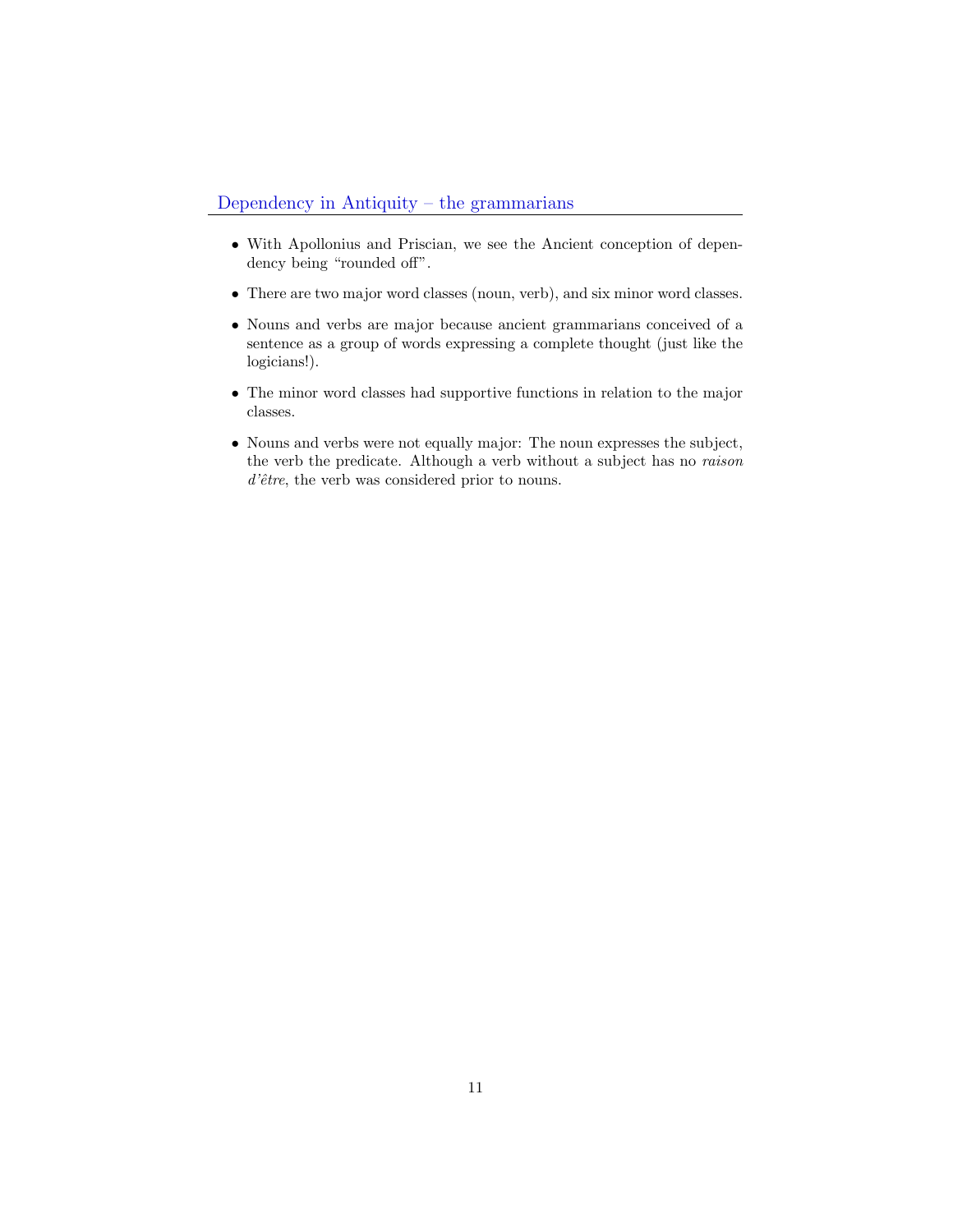## Dependency in Antiquity – the grammarians

- With Apollonius and Priscian, we see the Ancient conception of dependency being "rounded off".
- There are two major word classes (noun, verb), and six minor word classes.
- Nouns and verbs are major because ancient grammarians conceived of a sentence as a group of words expressing a complete thought (just like the logicians!).
- The minor word classes had supportive functions in relation to the major classes.
- Nouns and verbs were not equally major: The noun expresses the subject, the verb the predicate. Although a verb without a subject has no *raison d'être*, the verb was considered prior to nouns.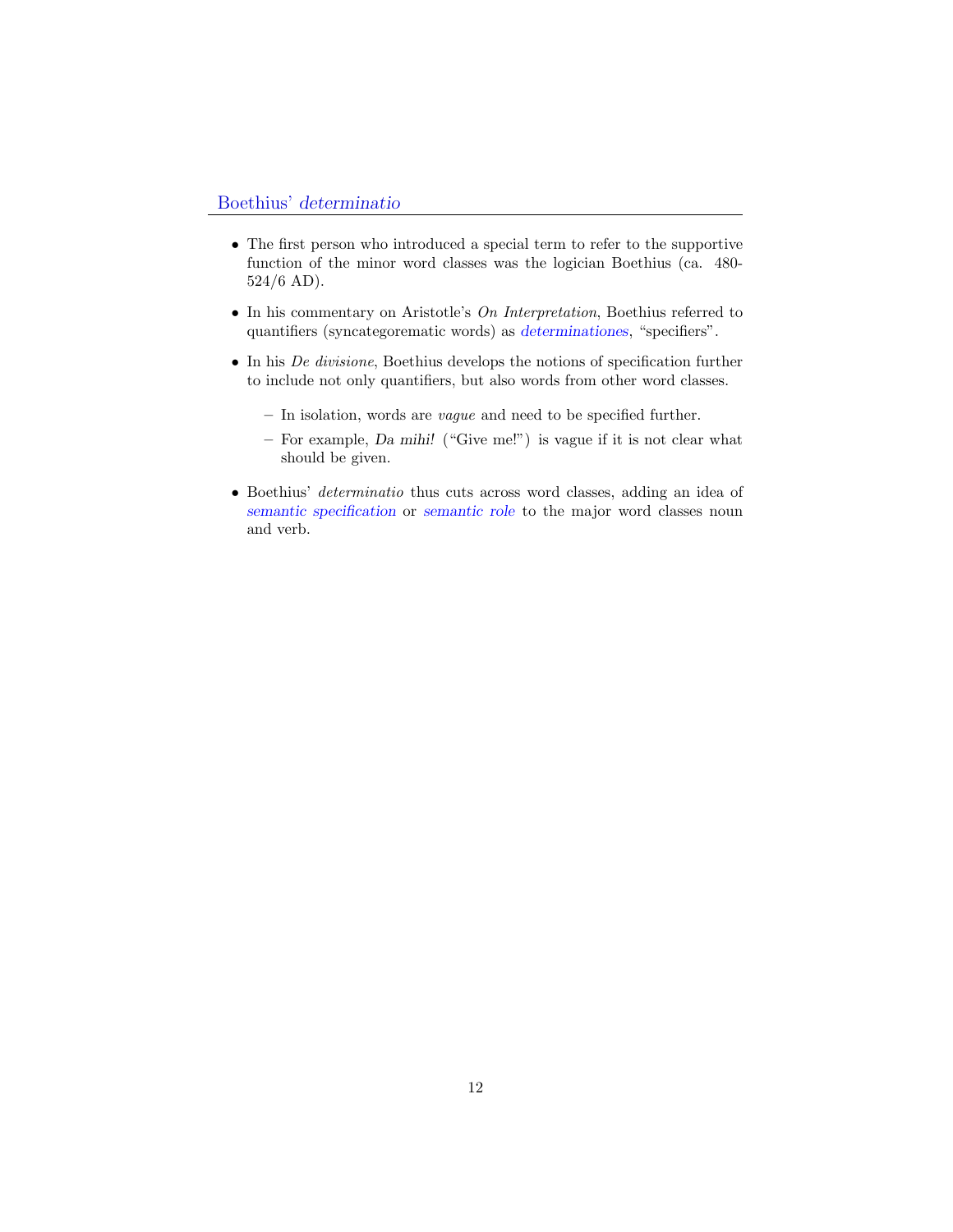## Boethius' *determinatio*

- The first person who introduced a special term to refer to the supportive function of the minor word classes was the logician Boethius (ca. 480-524/6 AD).
- In his commentary on Aristotle's *On Interpretation*, Boethius referred to quantifiers (syncategorematic words) as *determinationes*, "specifiers".
- In his *De divisione*, Boethius develops the notions of specification further to include not only quantifiers, but also words from other word classes.
  - In isolation, words are *vague* and need to be specified further.
  - For example, *Da mihi!* ("Give me!") is vague if it is not clear what should be given.
- Boethius' *determinatio* thus cuts across word classes, adding an idea of *semantic specification* or *semantic role* to the major word classes noun and verb.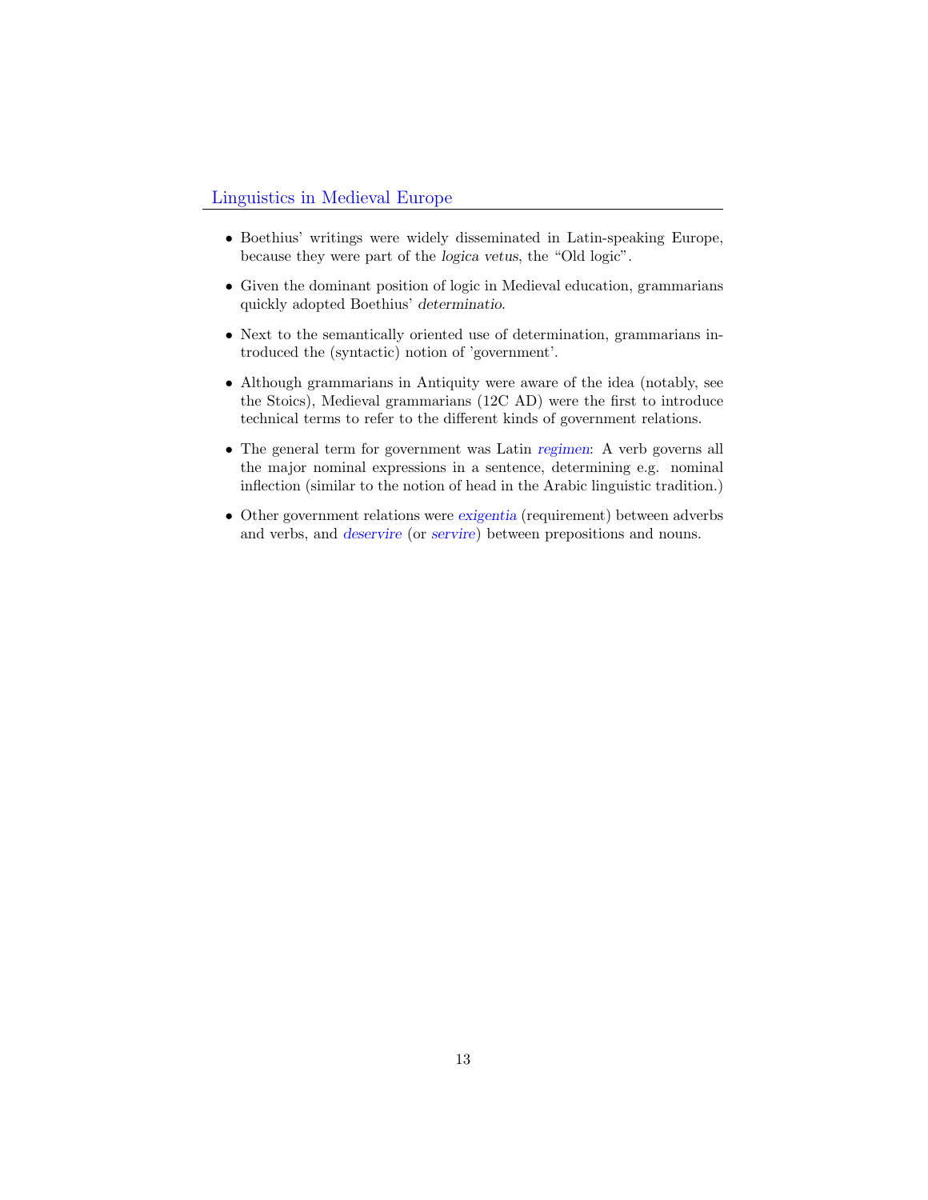## Linguistics in Medieval Europe

- Boethius' writings were widely disseminated in Latin-speaking Europe, because they were part of the *logica vetus*, the "Old logic".
- Given the dominant position of logic in Medieval education, grammarians quickly adopted Boethius' *determinatio*.
- Next to the semantically oriented use of determination, grammarians introduced the (syntactic) notion of 'government'.
- Although grammarians in Antiquity were aware of the idea (notably, see the Stoics), Medieval grammarians (12C AD) were the first to introduce technical terms to refer to the different kinds of government relations.
- The general term for government was Latin *regimen*: A verb governs all the major nominal expressions in a sentence, determining e.g. nominal inflection (similar to the notion of head in the Arabic linguistic tradition.)
- Other government relations were *exigentia* (requirement) between adverbs and verbs, and *deservire* (or *servire*) between prepositions and nouns.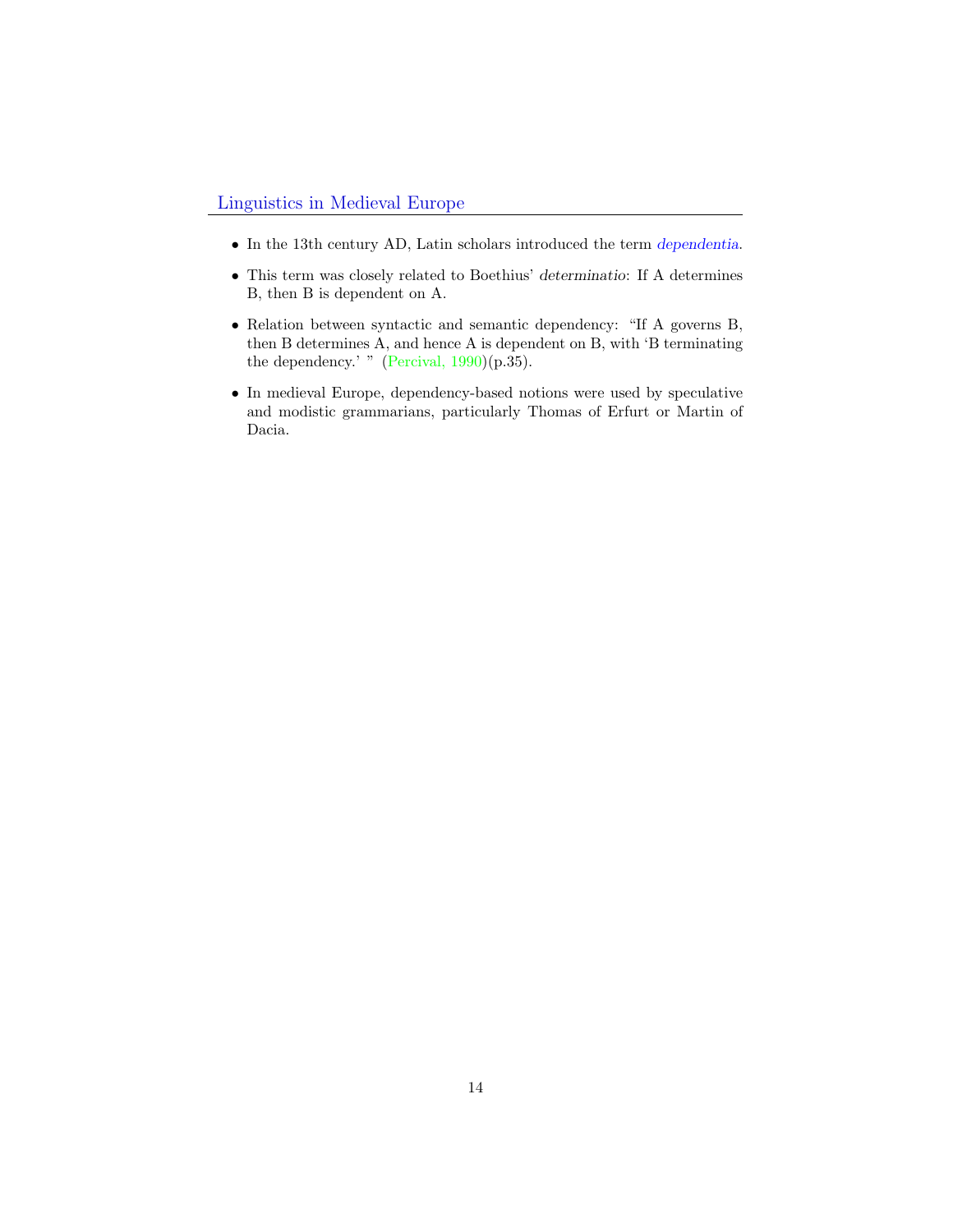## Linguistics in Medieval Europe

- In the 13th century AD, Latin scholars introduced the term *dependentia*.
- This term was closely related to Boethius' *determinatio*: If A determines B, then B is dependent on A.
- Relation between syntactic and semantic dependency: "If A governs B, then B determines A, and hence A is dependent on B, with 'B terminating the dependency.' " (Percival, 1990)(p.35).
- In medieval Europe, dependency-based notions were used by speculative and modistic grammarians, particularly Thomas of Erfurt or Martin of Dacia.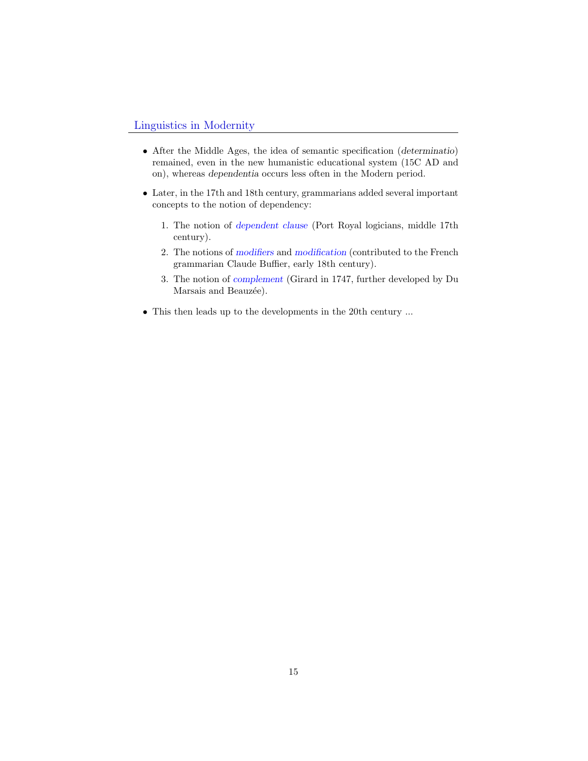## Linguistics in Modernity

- After the Middle Ages, the idea of semantic specification (*determinatio*) remained, even in the new humanistic educational system (15C AD and on), whereas *dependentia* occurs less often in the Modern period.

- Later, in the 17th and 18th century, grammarians added several important concepts to the notion of dependency:

  1. The notion of *dependent clause* (Port Royal logicians, middle 17th century).

  2. The notions of *modifiers* and *modification* (contributed to the French grammarian Claude Buffier, early 18th century).

  3. The notion of *complement* (Girard in 1747, further developed by Du Marsais and Beauzée).

- This then leads up to the developments in the 20th century ...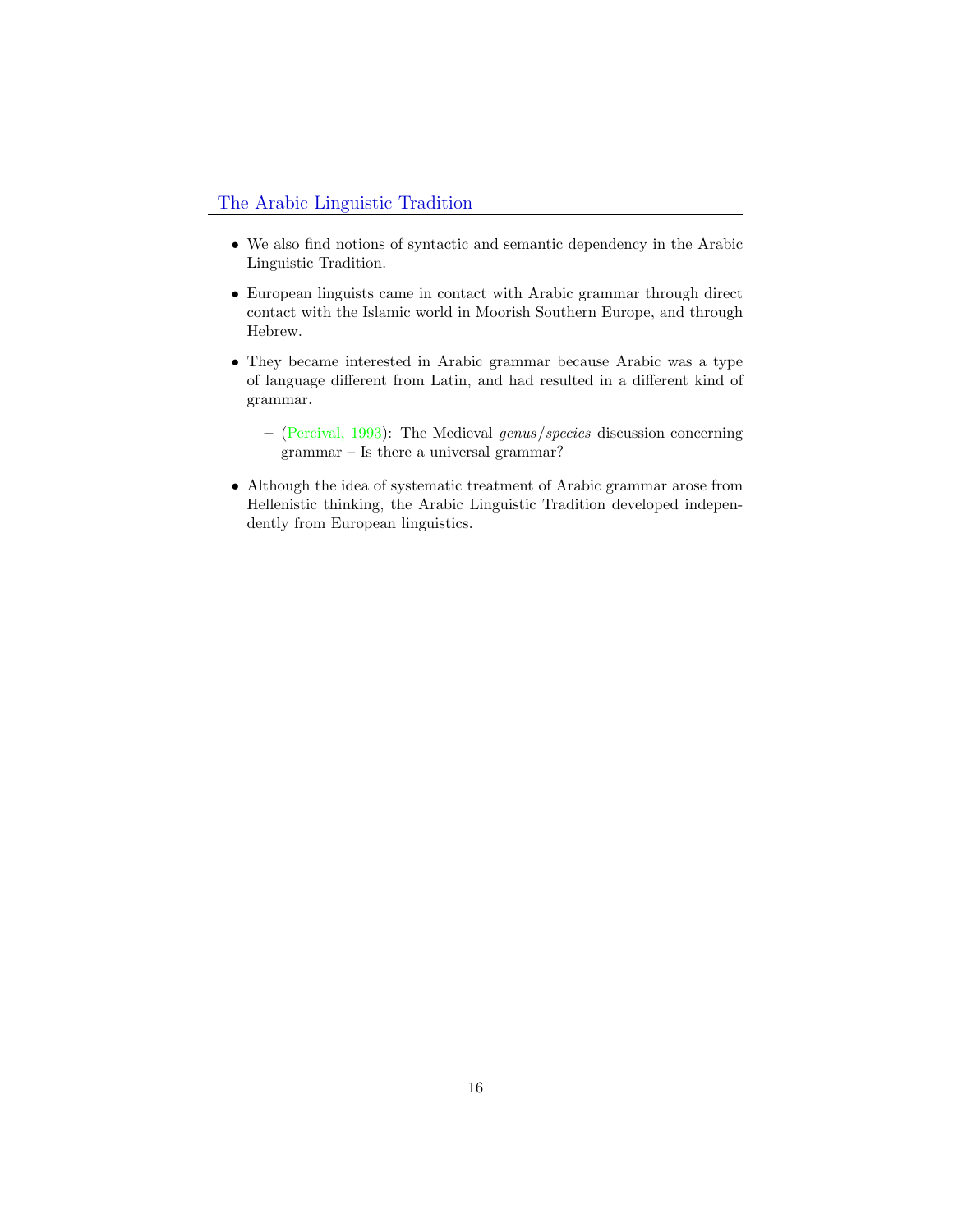## The Arabic Linguistic Tradition

- We also find notions of syntactic and semantic dependency in the Arabic Linguistic Tradition.
- European linguists came in contact with Arabic grammar through direct contact with the Islamic world in Moorish Southern Europe, and through Hebrew.
- They became interested in Arabic grammar because Arabic was a type of language different from Latin, and had resulted in a different kind of grammar.
  - (Percival, 1993): The Medieval *genus/species* discussion concerning grammar – Is there a universal grammar?
- Although the idea of systematic treatment of Arabic grammar arose from Hellenistic thinking, the Arabic Linguistic Tradition developed independently from European linguistics.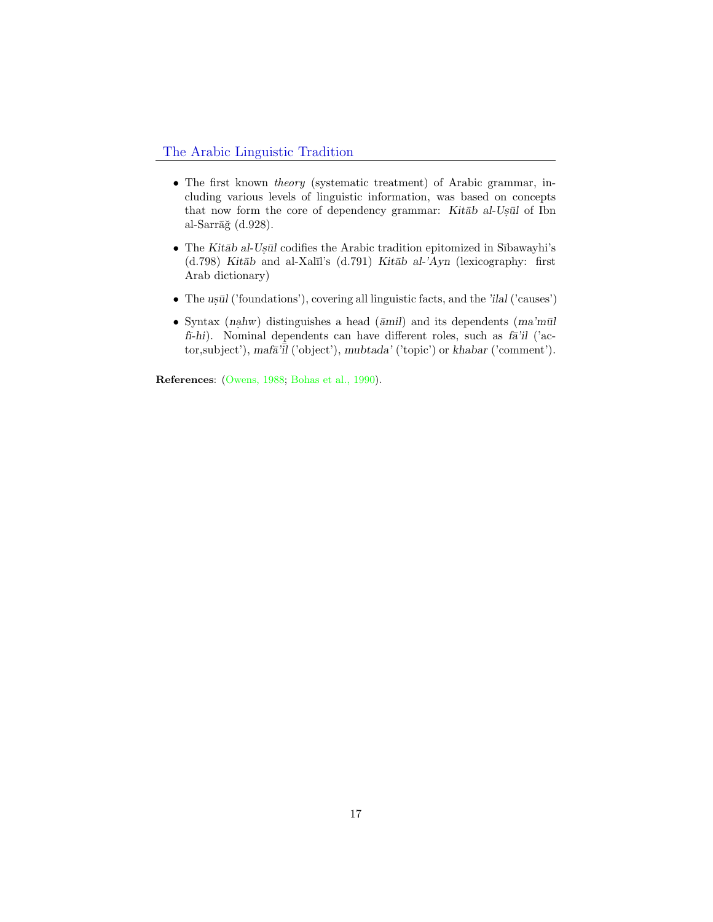## The Arabic Linguistic Tradition

- The first known *theory* (systematic treatment) of Arabic grammar, including various levels of linguistic information, was based on concepts that now form the core of dependency grammar: *Kitāb al-Uṣūl* of Ibn al-Sarrāǧ (d.928).
- The *Kitāb al-Uṣūl* codifies the Arabic tradition epitomized in Sībawayhi's (d.798) *Kitāb* and al-Xalīl's (d.791) *Kitāb al-'Ayn* (lexicography: first Arab dictionary)
- The *uṣūl* ('foundations'), covering all linguistic facts, and the *'ilal* ('causes')
- Syntax (*naḥw*) distinguishes a head (*āmil*) and its dependents (*ma'mūl fī-hi*). Nominal dependents can have different roles, such as *fā'il* ('actor,subject'), *mafā'īl* ('object'), *mubtada'* ('topic') or *khabar* ('comment').

**References**: (Owens, 1988; Bohas et al., 1990).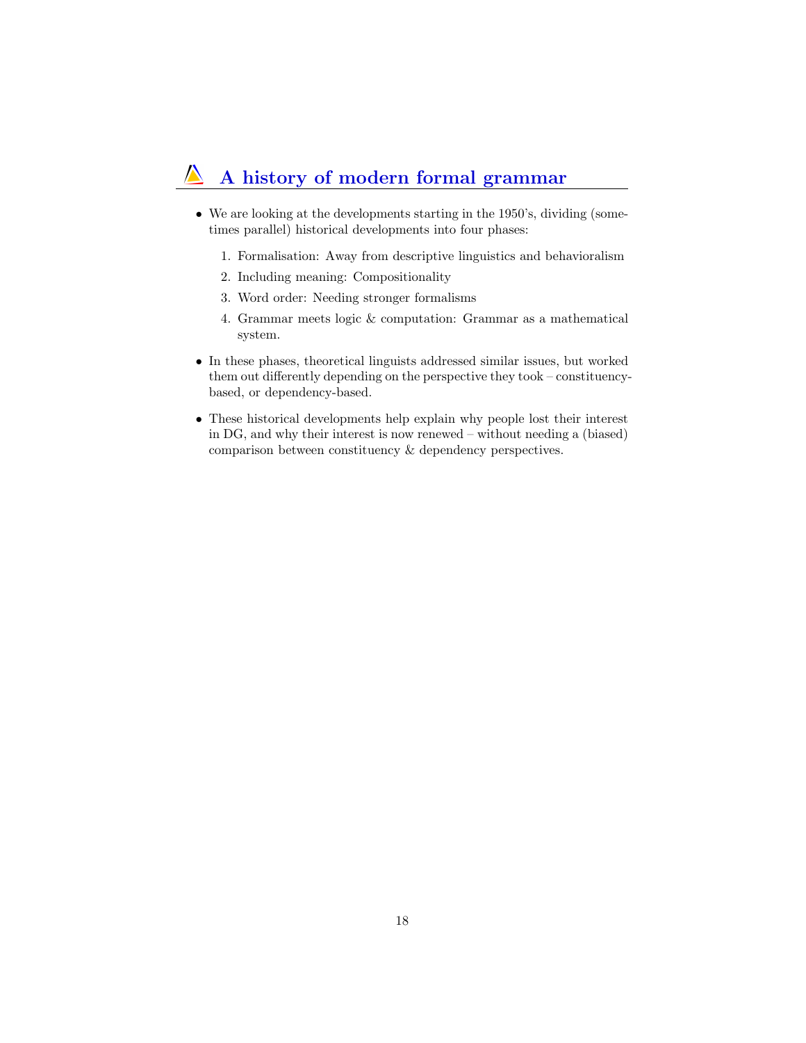## A history of modern formal grammar

- We are looking at the developments starting in the 1950's, dividing (sometimes parallel) historical developments into four phases:
  1. Formalisation: Away from descriptive linguistics and behavioralism
  2. Including meaning: Compositionality
  3. Word order: Needing stronger formalisms
  4. Grammar meets logic & computation: Grammar as a mathematical system.
- In these phases, theoretical linguists addressed similar issues, but worked them out differently depending on the perspective they took – constituency-based, or dependency-based.
- These historical developments help explain why people lost their interest in DG, and why their interest is now renewed – without needing a (biased) comparison between constituency & dependency perspectives.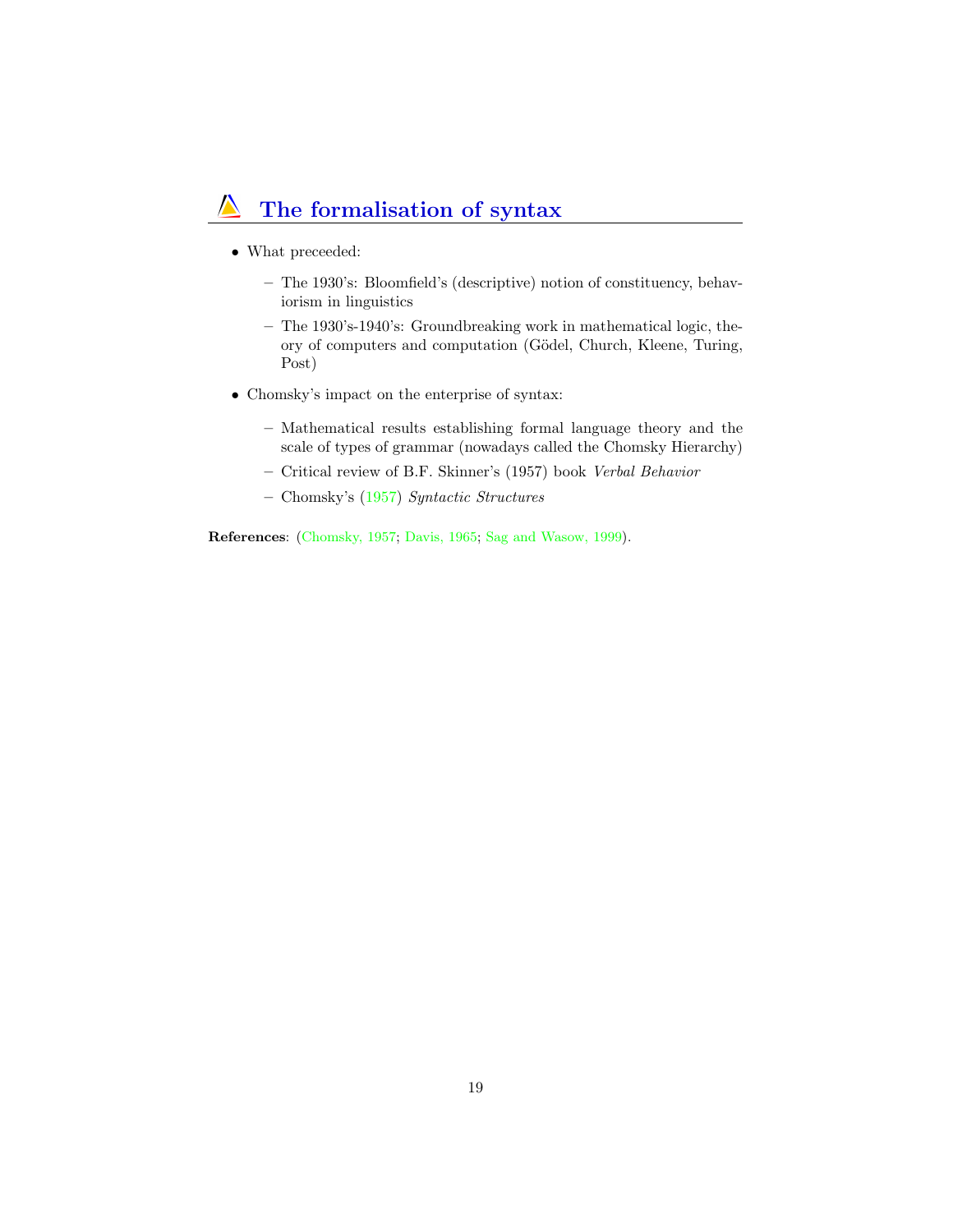## The formalisation of syntax

- What preceeded:
  - The 1930's: Bloomfield's (descriptive) notion of constituency, behaviorism in linguistics
  - The 1930's-1940's: Groundbreaking work in mathematical logic, theory of computers and computation (Gödel, Church, Kleene, Turing, Post)
- Chomsky's impact on the enterprise of syntax:
  - Mathematical results establishing formal language theory and the scale of types of grammar (nowadays called the Chomsky Hierarchy)
  - Critical review of B.F. Skinner's (1957) book *Verbal Behavior*
  - Chomsky's (1957) *Syntactic Structures*

**References**: (Chomsky, 1957; Davis, 1965; Sag and Wasow, 1999).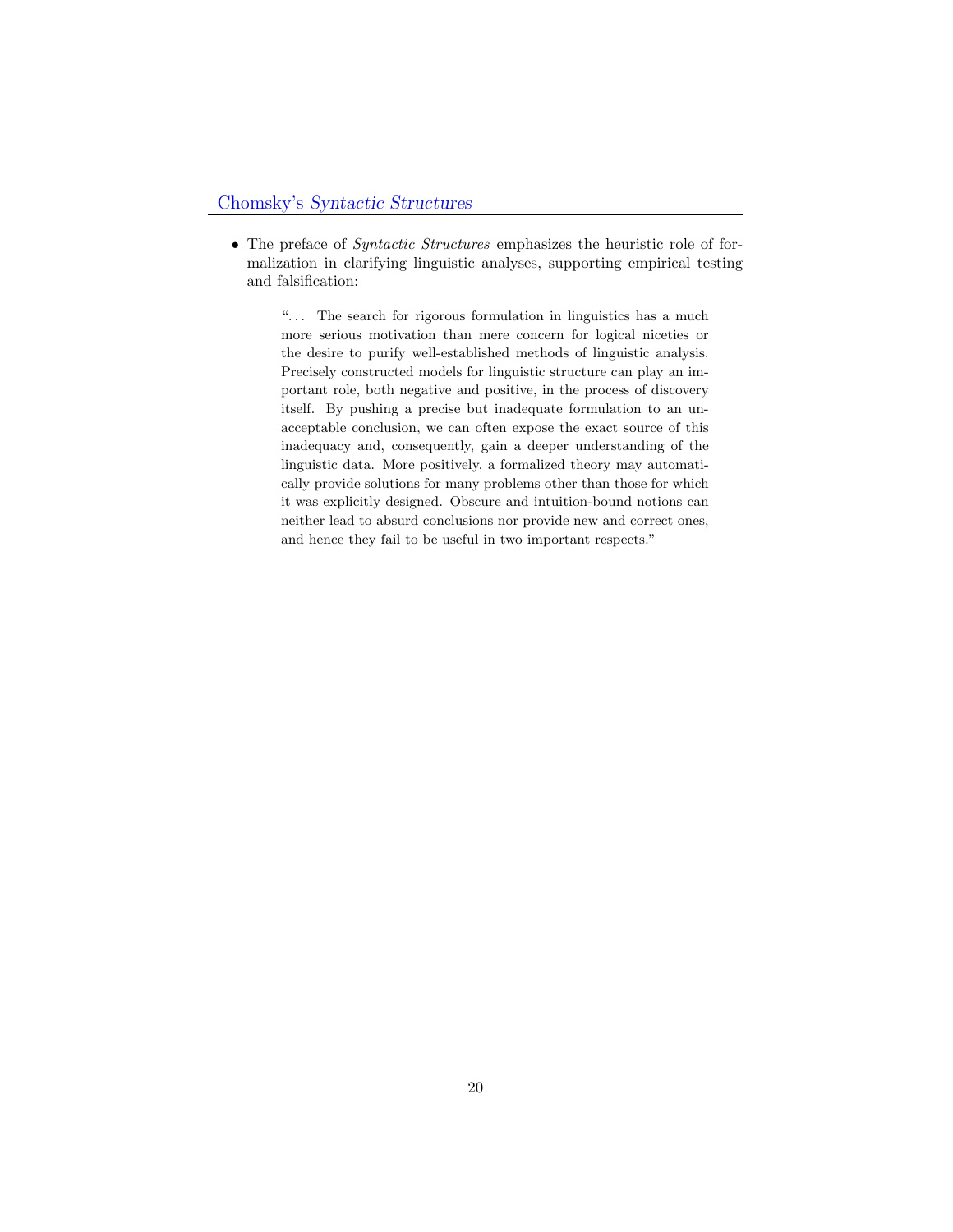## Chomsky's *Syntactic Structures*

- The preface of *Syntactic Structures* emphasizes the heuristic role of formalization in clarifying linguistic analyses, supporting empirical testing and falsification:

> "... The search for rigorous formulation in linguistics has a much more serious motivation than mere concern for logical niceties or the desire to purify well-established methods of linguistic analysis. Precisely constructed models for linguistic structure can play an important role, both negative and positive, in the process of discovery itself. By pushing a precise but inadequate formulation to an unacceptable conclusion, we can often expose the exact source of this inadequacy and, consequently, gain a deeper understanding of the linguistic data. More positively, a formalized theory may automatically provide solutions for many problems other than those for which it was explicitly designed. Obscure and intuition-bound notions can neither lead to absurd conclusions nor provide new and correct ones, and hence they fail to be useful in two important respects."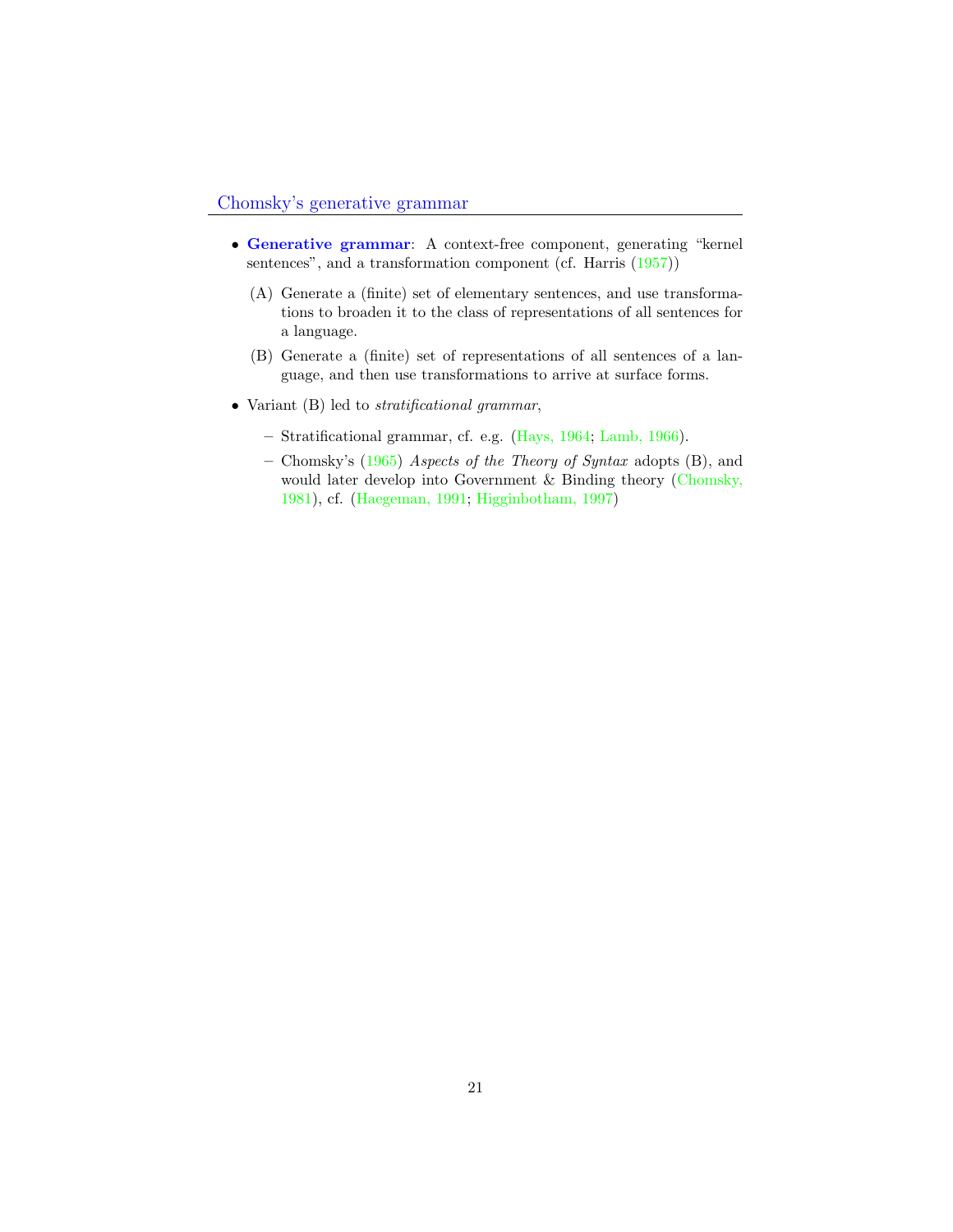## Chomsky's generative grammar

- **Generative grammar**: A context-free component, generating "kernel sentences", and a transformation component (cf. Harris (1957))

  (A) Generate a (finite) set of elementary sentences, and use transformations to broaden it to the class of representations of all sentences for a language.

  (B) Generate a (finite) set of representations of all sentences of a language, and then use transformations to arrive at surface forms.

- Variant (B) led to *stratificational grammar*,
  - Stratificational grammar, cf. e.g. (Hays, 1964; Lamb, 1966).
  - Chomsky's (1965) *Aspects of the Theory of Syntax* adopts (B), and would later develop into Government & Binding theory (Chomsky, 1981), cf. (Haegeman, 1991; Higginbotham, 1997)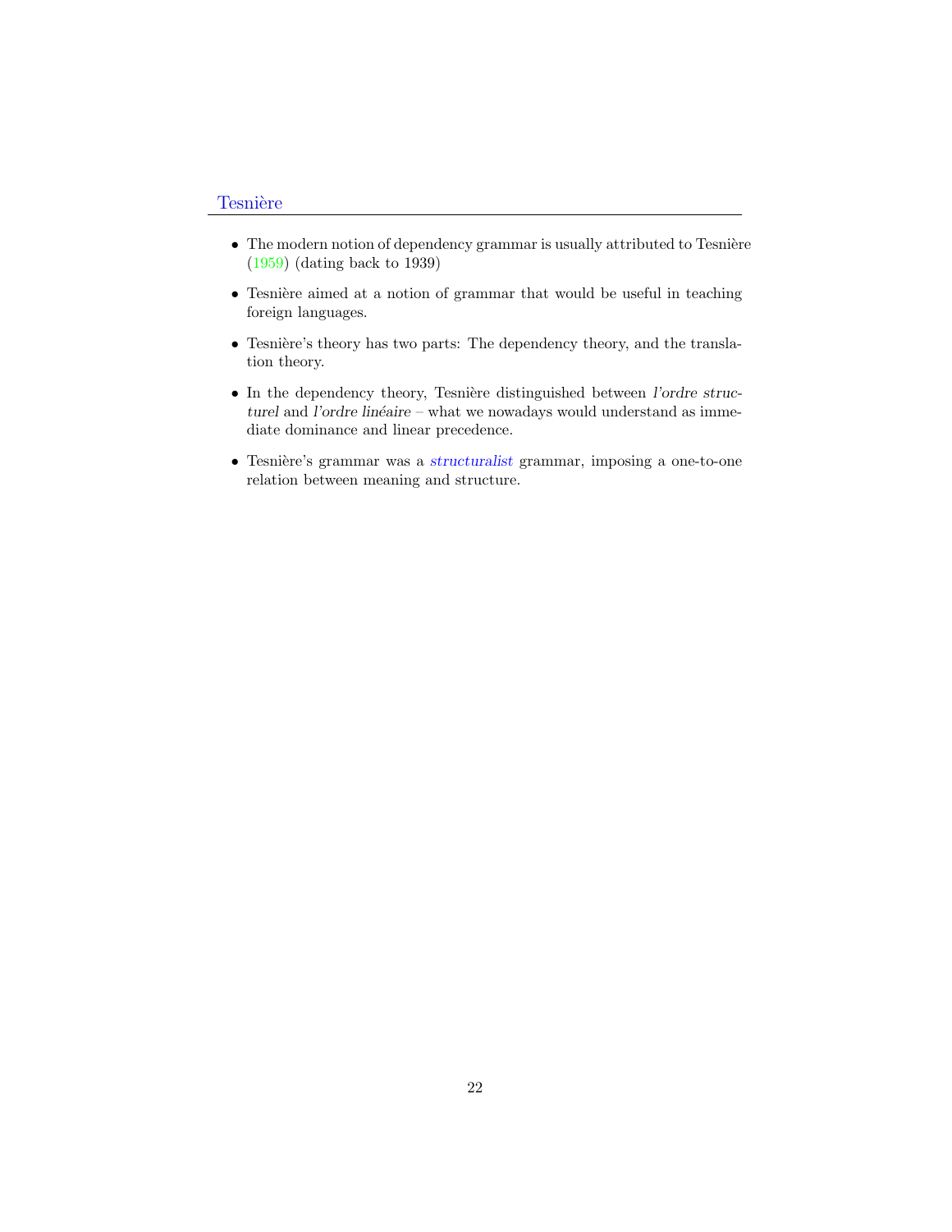## Tesnière

- The modern notion of dependency grammar is usually attributed to Tesnière (1959) (dating back to 1939)
- Tesnière aimed at a notion of grammar that would be useful in teaching foreign languages.
- Tesnière's theory has two parts: The dependency theory, and the translation theory.
- In the dependency theory, Tesnière distinguished between *l'ordre structurel* and *l'ordre linéaire* – what we nowadays would understand as immediate dominance and linear precedence.
- Tesnière's grammar was a *structuralist* grammar, imposing a one-to-one relation between meaning and structure.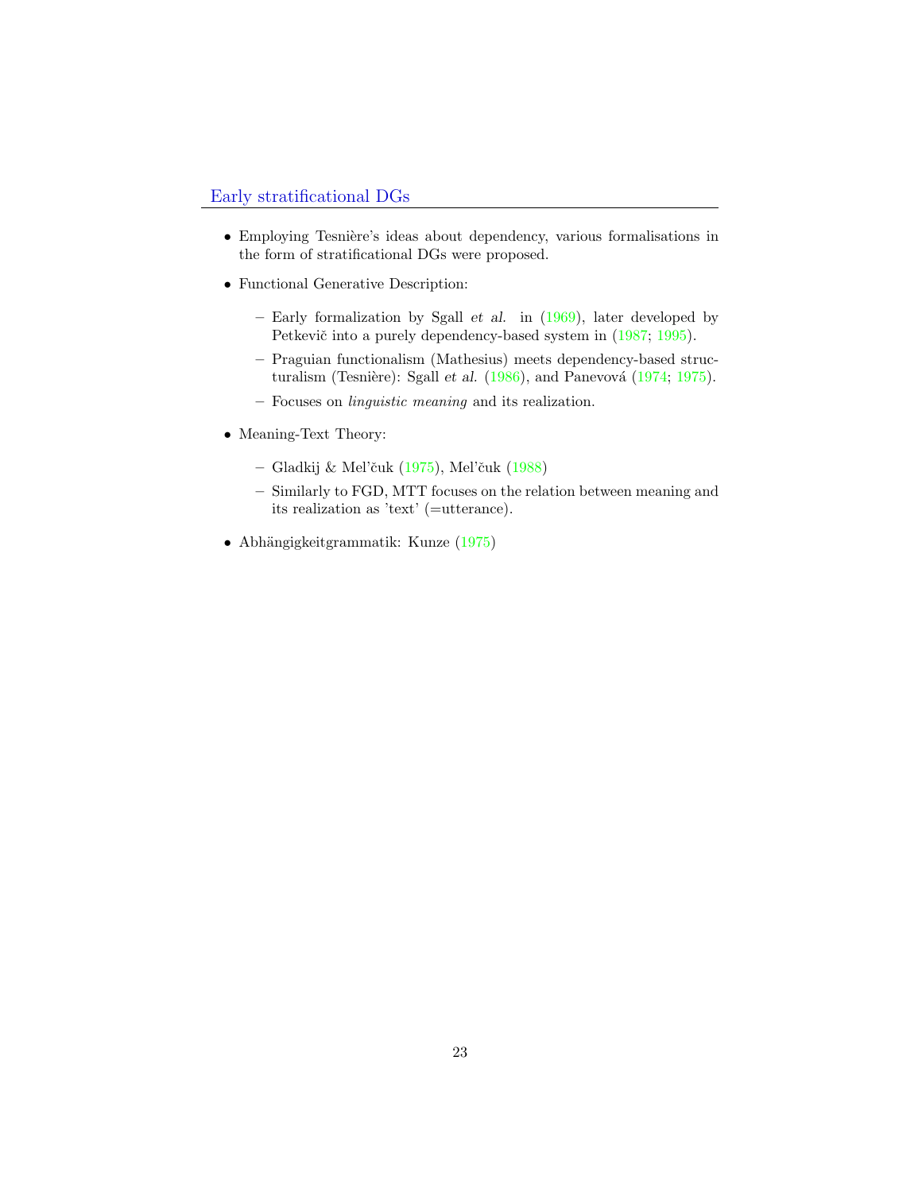## Early stratificational DGs

- Employing Tesnière's ideas about dependency, various formalisations in the form of stratificational DGs were proposed.
- Functional Generative Description:
  - Early formalization by Sgall *et al.* in (1969), later developed by Petkevič into a purely dependency-based system in (1987; 1995).
  - Praguian functionalism (Mathesius) meets dependency-based structuralism (Tesnière): Sgall *et al.* (1986), and Panevová (1974; 1975).
  - Focuses on *linguistic meaning* and its realization.
- Meaning-Text Theory:
  - Gladkij & Mel'čuk (1975), Mel'čuk (1988)
  - Similarly to FGD, MTT focuses on the relation between meaning and its realization as 'text' (=utterance).
- Abhängigkeitgrammatik: Kunze (1975)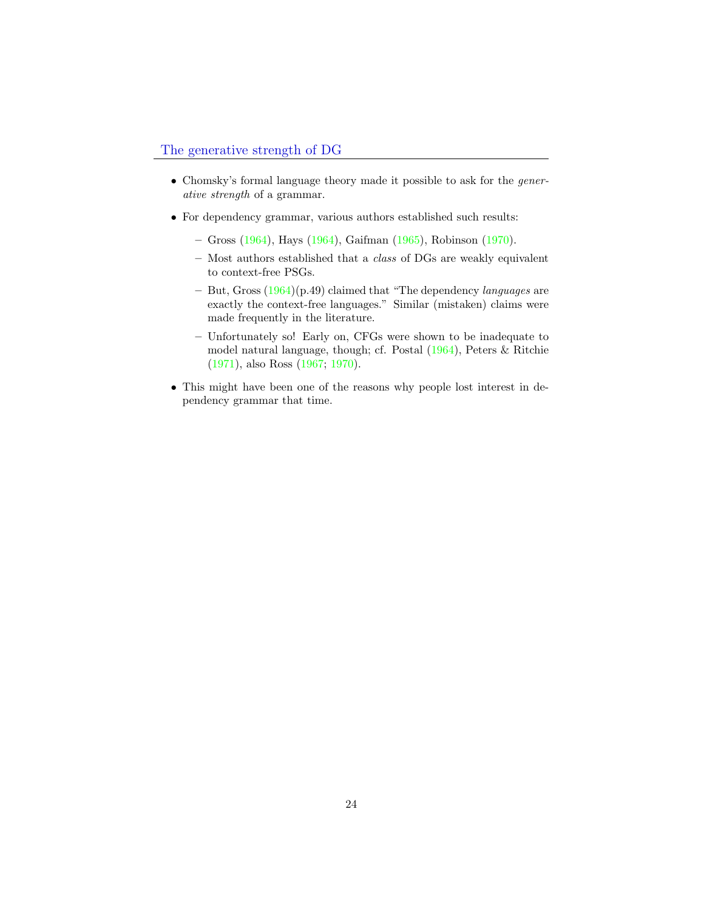## The generative strength of DG

- Chomsky's formal language theory made it possible to ask for the *generative strength* of a grammar.
- For dependency grammar, various authors established such results:
  - Gross (1964), Hays (1964), Gaifman (1965), Robinson (1970).
  - Most authors established that a *class* of DGs are weakly equivalent to context-free PSGs.
  - But, Gross (1964)(p.49) claimed that "The dependency *languages* are exactly the context-free languages." Similar (mistaken) claims were made frequently in the literature.
  - Unfortunately so! Early on, CFGs were shown to be inadequate to model natural language, though; cf. Postal (1964), Peters & Ritchie (1971), also Ross (1967; 1970).
- This might have been one of the reasons why people lost interest in dependency grammar that time.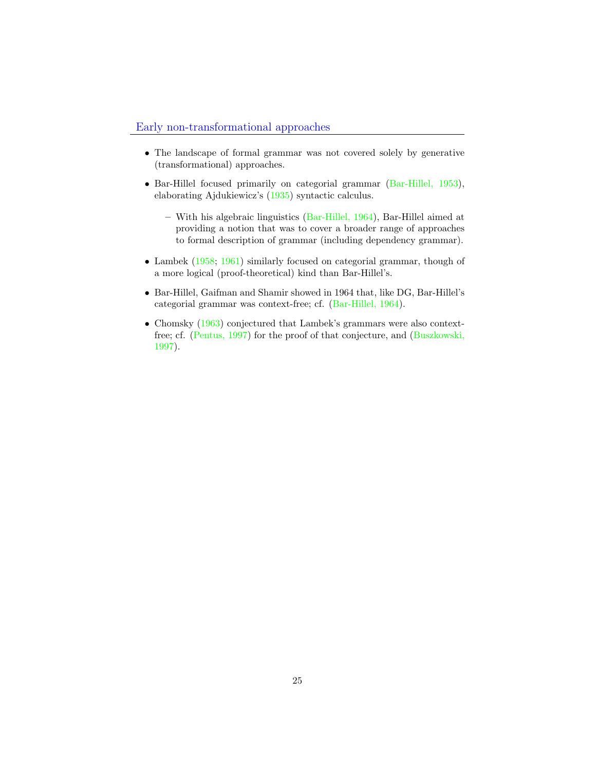## Early non-transformational approaches

- The landscape of formal grammar was not covered solely by generative (transformational) approaches.
- Bar-Hillel focused primarily on categorial grammar (Bar-Hillel, 1953), elaborating Ajdukiewicz's (1935) syntactic calculus.
  - With his algebraic linguistics (Bar-Hillel, 1964), Bar-Hillel aimed at providing a notion that was to cover a broader range of approaches to formal description of grammar (including dependency grammar).
- Lambek (1958; 1961) similarly focused on categorial grammar, though of a more logical (proof-theoretical) kind than Bar-Hillel's.
- Bar-Hillel, Gaifman and Shamir showed in 1964 that, like DG, Bar-Hillel's categorial grammar was context-free; cf. (Bar-Hillel, 1964).
- Chomsky (1963) conjectured that Lambek's grammars were also context-free; cf. (Pentus, 1997) for the proof of that conjecture, and (Buszkowski, 1997).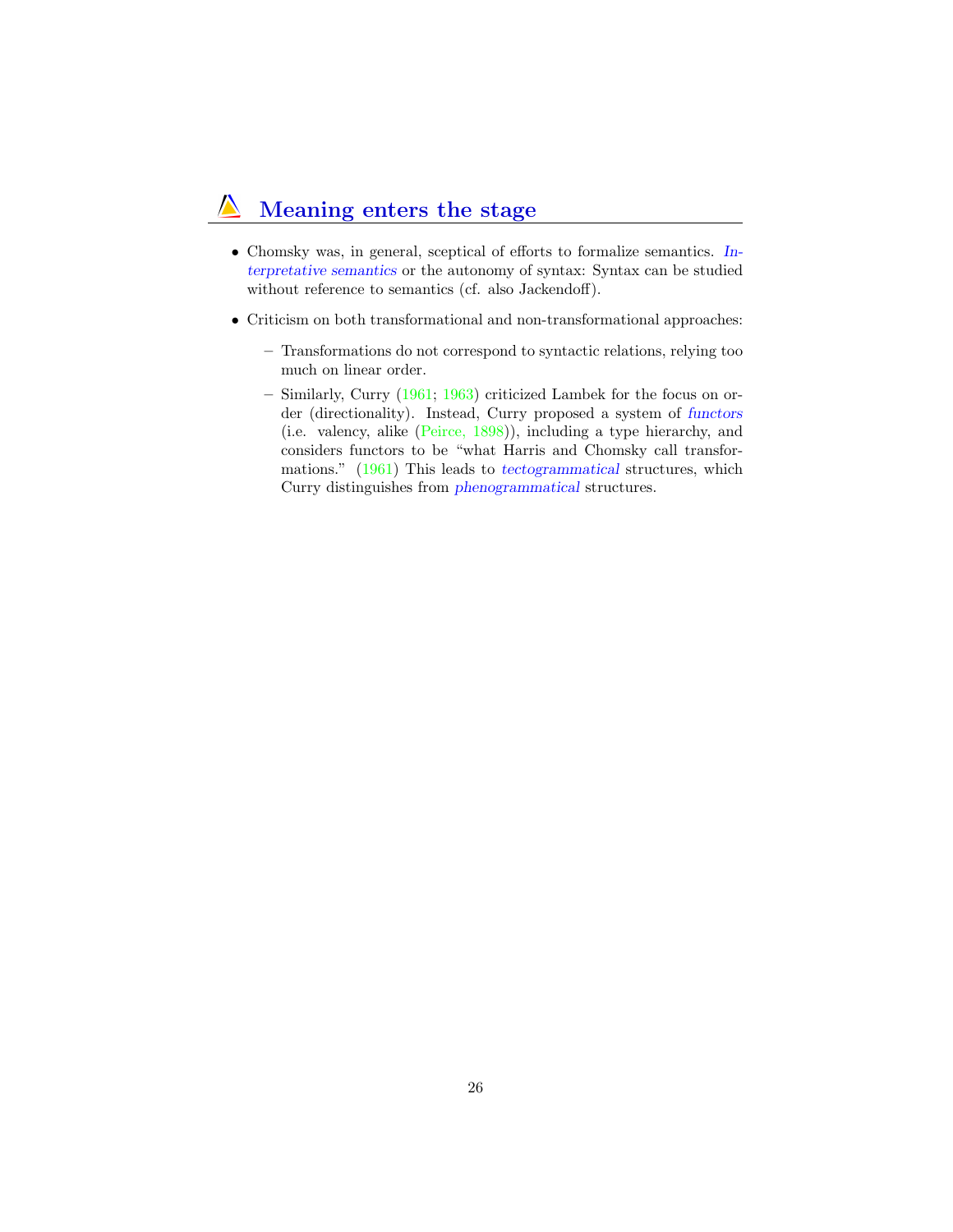## Meaning enters the stage

- Chomsky was, in general, sceptical of efforts to formalize semantics. *Interpretative semantics* or the autonomy of syntax: Syntax can be studied without reference to semantics (cf. also Jackendoff).
- Criticism on both transformational and non-transformational approaches:
  - Transformations do not correspond to syntactic relations, relying too much on linear order.
  - Similarly, Curry (1961; 1963) criticized Lambek for the focus on order (directionality). Instead, Curry proposed a system of *functors* (i.e. valency, alike (Peirce, 1898)), including a type hierarchy, and considers functors to be "what Harris and Chomsky call transformations." (1961) This leads to *tectogrammatical* structures, which Curry distinguishes from *phenogrammatical* structures.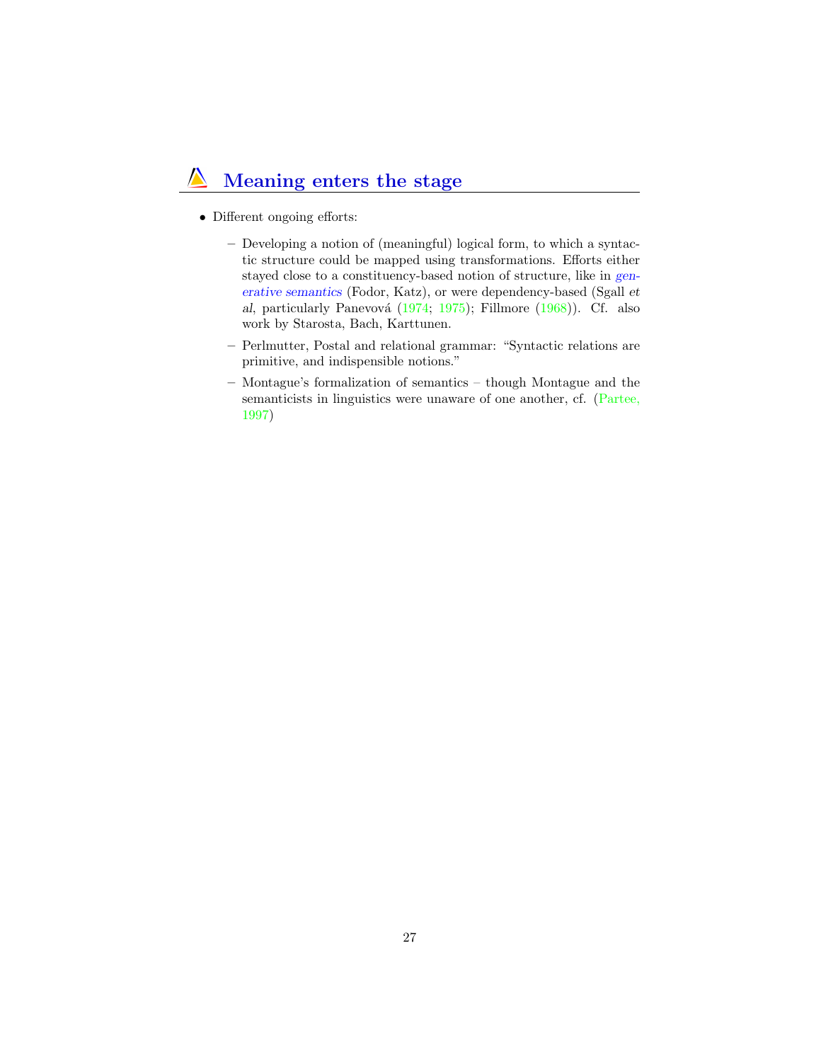## Meaning enters the stage

- Different ongoing efforts:
  - Developing a notion of (meaningful) logical form, to which a syntactic structure could be mapped using transformations. Efforts either stayed close to a constituency-based notion of structure, like in *generative semantics* (Fodor, Katz), or were dependency-based (Sgall *et al*, particularly Panevová (1974; 1975); Fillmore (1968)). Cf. also work by Starosta, Bach, Karttunen.
  - Perlmutter, Postal and relational grammar: "Syntactic relations are primitive, and indispensible notions."
  - Montague's formalization of semantics – though Montague and the semanticists in linguistics were unaware of one another, cf. (Partee, 1997)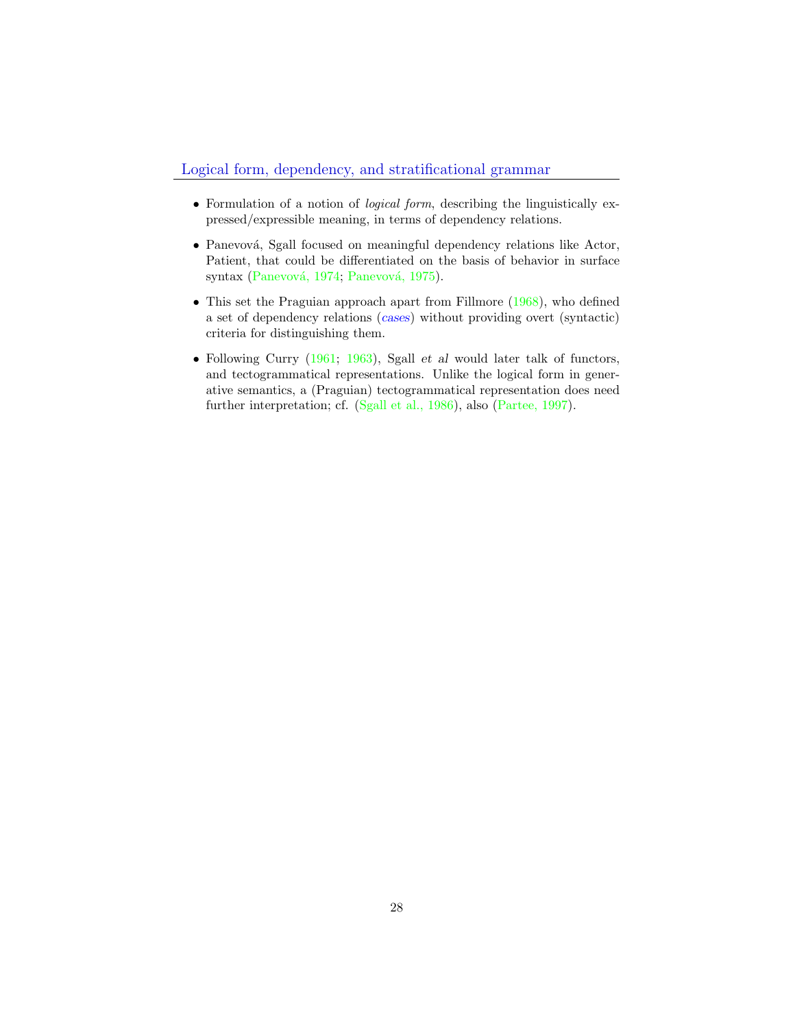## Logical form, dependency, and stratificational grammar

- Formulation of a notion of *logical form*, describing the linguistically expressed/expressible meaning, in terms of dependency relations.
- Panevová, Sgall focused on meaningful dependency relations like Actor, Patient, that could be differentiated on the basis of behavior in surface syntax (Panevová, 1974; Panevová, 1975).
- This set the Praguian approach apart from Fillmore (1968), who defined a set of dependency relations (*cases*) without providing overt (syntactic) criteria for distinguishing them.
- Following Curry (1961; 1963), Sgall *et al* would later talk of functors, and tectogrammatical representations. Unlike the logical form in generative semantics, a (Praguian) tectogrammatical representation does need further interpretation; cf. (Sgall et al., 1986), also (Partee, 1997).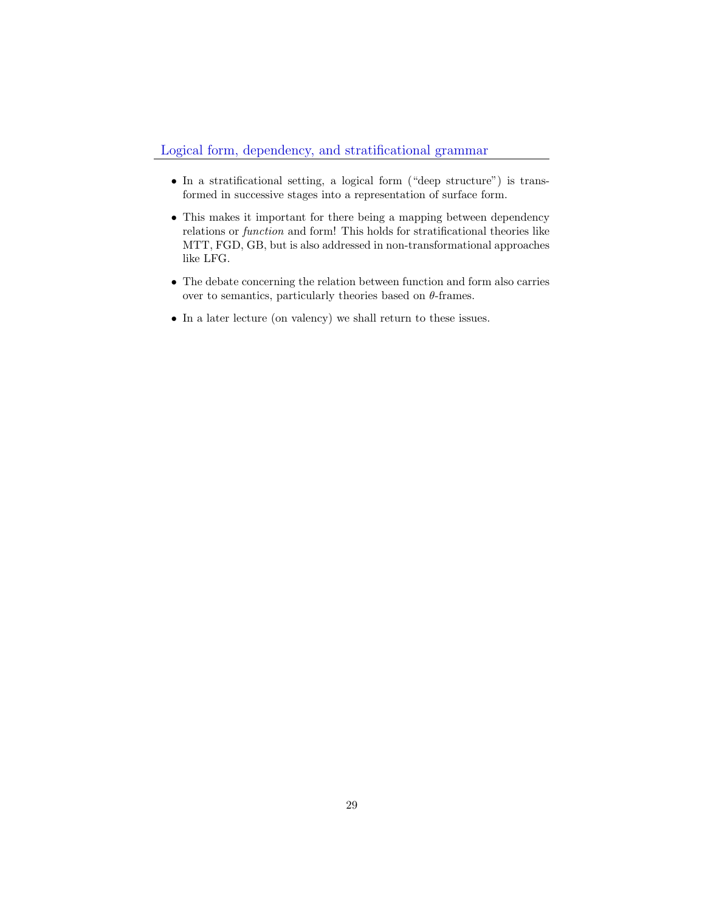## Logical form, dependency, and stratificational grammar

- In a stratificational setting, a logical form ("deep structure") is transformed in successive stages into a representation of surface form.
- This makes it important for there being a mapping between dependency relations or *function* and form! This holds for stratificational theories like MTT, FGD, GB, but is also addressed in non-transformational approaches like LFG.
- The debate concerning the relation between function and form also carries over to semantics, particularly theories based on $\theta$-frames.
- In a later lecture (on valency) we shall return to these issues.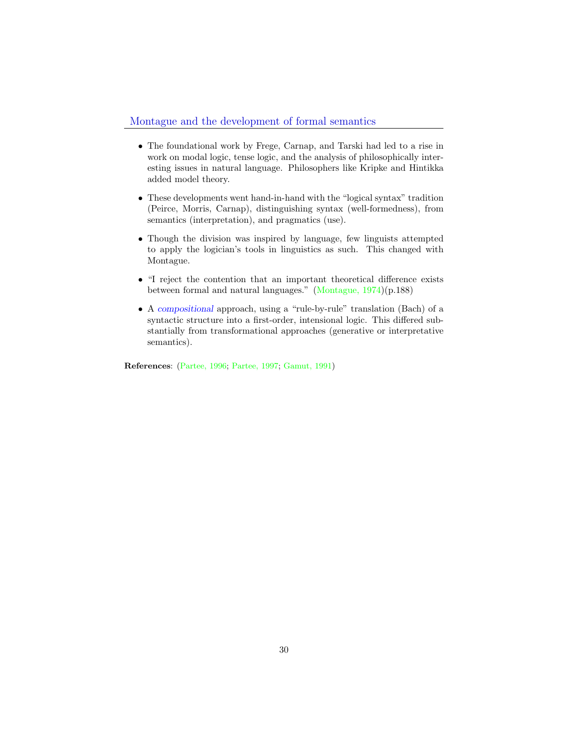## Montague and the development of formal semantics

- The foundational work by Frege, Carnap, and Tarski had led to a rise in work on modal logic, tense logic, and the analysis of philosophically interesting issues in natural language. Philosophers like Kripke and Hintikka added model theory.
- These developments went hand-in-hand with the "logical syntax" tradition (Peirce, Morris, Carnap), distinguishing syntax (well-formedness), from semantics (interpretation), and pragmatics (use).
- Though the division was inspired by language, few linguists attempted to apply the logician's tools in linguistics as such. This changed with Montague.
- "I reject the contention that an important theoretical difference exists between formal and natural languages." (Montague, 1974)(p.188)
- A *compositional* approach, using a "rule-by-rule" translation (Bach) of a syntactic structure into a first-order, intensional logic. This differed substantially from transformational approaches (generative or interpretative semantics).

**References**: (Partee, 1996; Partee, 1997; Gamut, 1991)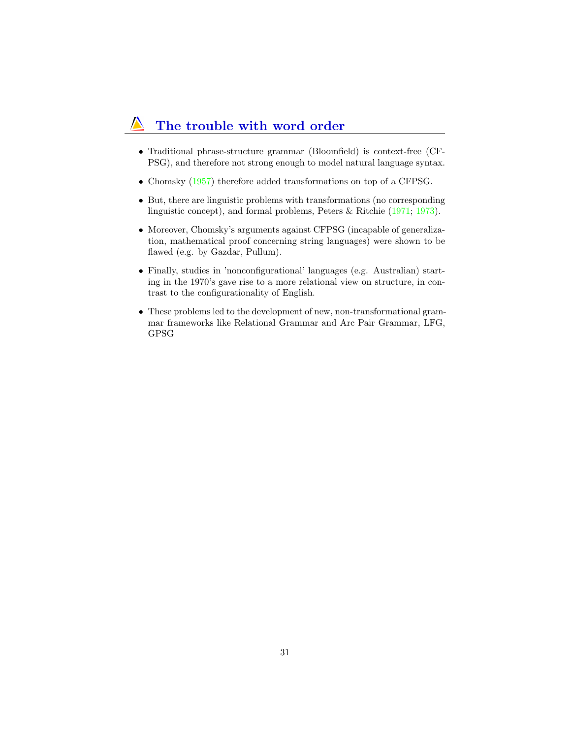## The trouble with word order

- Traditional phrase-structure grammar (Bloomfield) is context-free (CFPSG), and therefore not strong enough to model natural language syntax.
- Chomsky (1957) therefore added transformations on top of a CFPSG.
- But, there are linguistic problems with transformations (no corresponding linguistic concept), and formal problems, Peters & Ritchie (1971; 1973).
- Moreover, Chomsky's arguments against CFPSG (incapable of generalization, mathematical proof concerning string languages) were shown to be flawed (e.g. by Gazdar, Pullum).
- Finally, studies in 'nonconfigurational' languages (e.g. Australian) starting in the 1970's gave rise to a more relational view on structure, in contrast to the configurationality of English.
- These problems led to the development of new, non-transformational grammar frameworks like Relational Grammar and Arc Pair Grammar, LFG, GPSG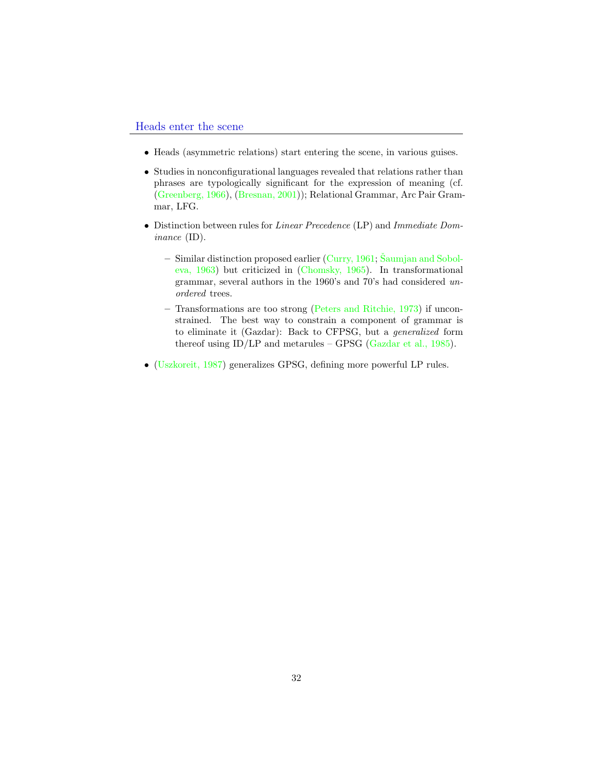## Heads enter the scene

- Heads (asymmetric relations) start entering the scene, in various guises.
- Studies in nonconfigurational languages revealed that relations rather than phrases are typologically significant for the expression of meaning (cf. (Greenberg, 1966), (Bresnan, 2001)); Relational Grammar, Arc Pair Grammar, LFG.
- Distinction between rules for *Linear Precedence* (LP) and *Immediate Dominance* (ID).
  - Similar distinction proposed earlier (Curry, 1961; Šaumjan and Soboleva, 1963) but criticized in (Chomsky, 1965). In transformational grammar, several authors in the 1960's and 70's had considered *unordered* trees.
  - Transformations are too strong (Peters and Ritchie, 1973) if unconstrained. The best way to constrain a component of grammar is to eliminate it (Gazdar): Back to CFPSG, but a *generalized* form thereof using ID/LP and metarules – GPSG (Gazdar et al., 1985).
- (Uszkoreit, 1987) generalizes GPSG, defining more powerful LP rules.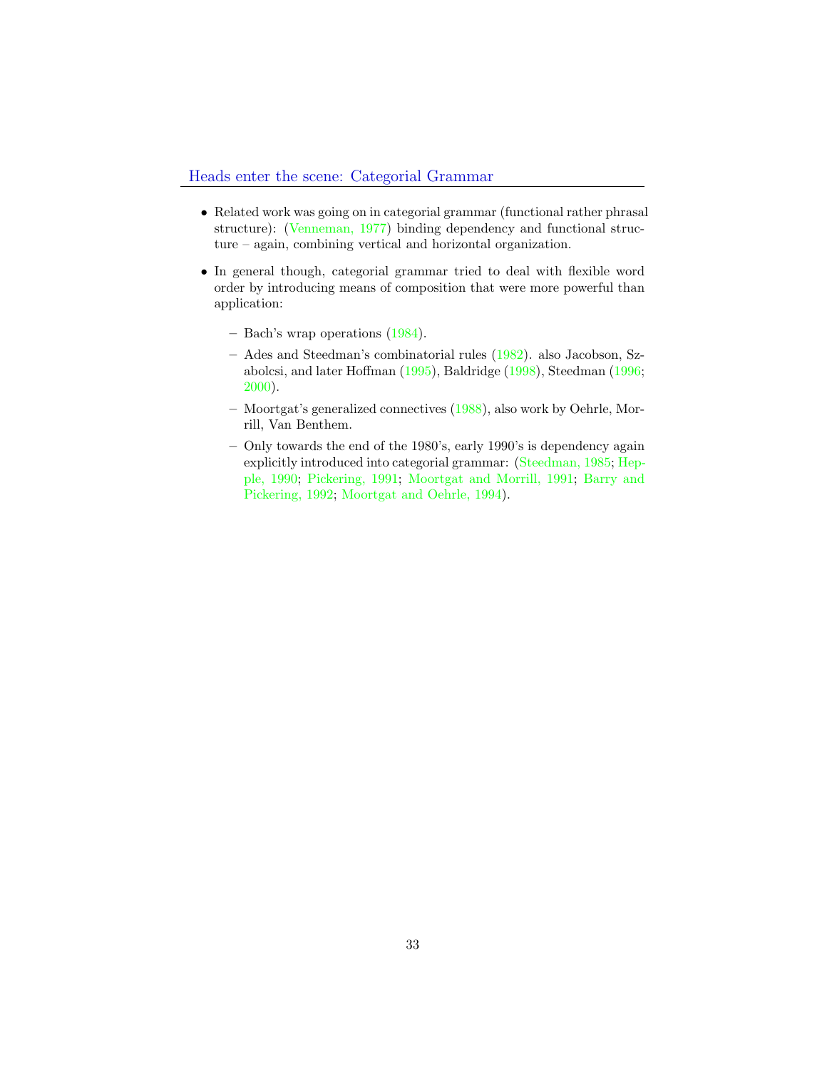## Heads enter the scene: Categorial Grammar

- Related work was going on in categorial grammar (functional rather phrasal structure): (Venneman, 1977) binding dependency and functional structure – again, combining vertical and horizontal organization.
- In general though, categorial grammar tried to deal with flexible word order by introducing means of composition that were more powerful than application:
  - Bach's wrap operations (1984).
  - Ades and Steedman's combinatorial rules (1982). also Jacobson, Szabolcsi, and later Hoffman (1995), Baldridge (1998), Steedman (1996; 2000).
  - Moortgat's generalized connectives (1988), also work by Oehrle, Morrill, Van Benthem.
  - Only towards the end of the 1980's, early 1990's is dependency again explicitly introduced into categorial grammar: (Steedman, 1985; Hepple, 1990; Pickering, 1991; Moortgat and Morrill, 1991; Barry and Pickering, 1992; Moortgat and Oehrle, 1994).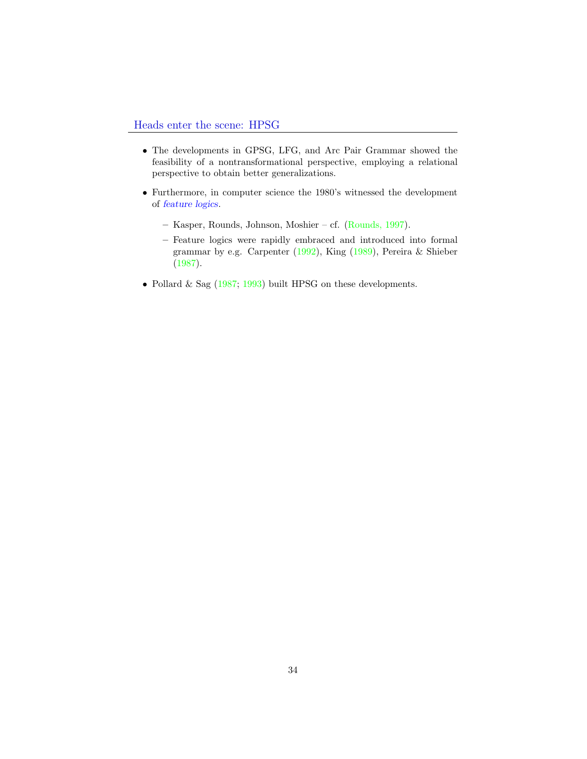## Heads enter the scene: HPSG

- The developments in GPSG, LFG, and Arc Pair Grammar showed the feasibility of a nontransformational perspective, employing a relational perspective to obtain better generalizations.
- Furthermore, in computer science the 1980's witnessed the development of *feature logics*.
  - Kasper, Rounds, Johnson, Moshier – cf. (Rounds, 1997).
  - Feature logics were rapidly embraced and introduced into formal grammar by e.g. Carpenter (1992), King (1989), Pereira & Shieber (1987).
- Pollard & Sag (1987; 1993) built HPSG on these developments.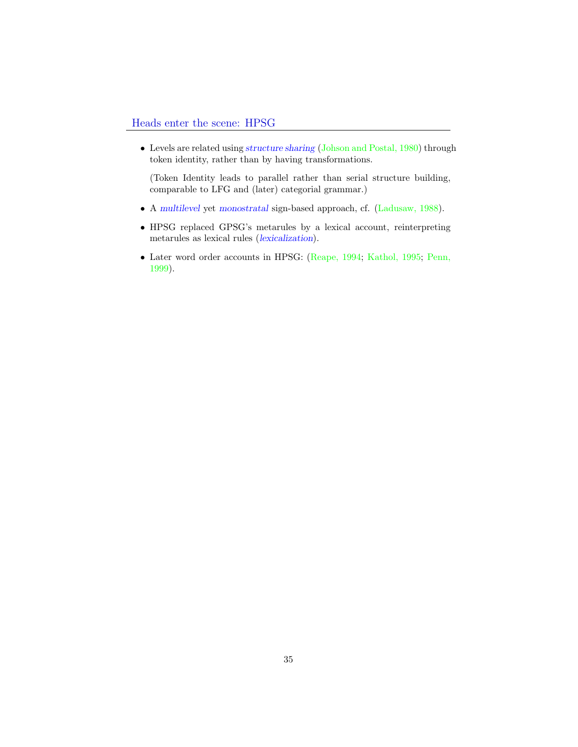## Heads enter the scene: HPSG

- Levels are related using *structure sharing* (Johson and Postal, 1980) through token identity, rather than by having transformations.

  (Token Identity leads to parallel rather than serial structure building, comparable to LFG and (later) categorial grammar.)

- A *multilevel* yet *monostratal* sign-based approach, cf. (Ladusaw, 1988).

- HPSG replaced GPSG's metarules by a lexical account, reinterpreting metarules as lexical rules (*lexicalization*).

- Later word order accounts in HPSG: (Reape, 1994; Kathol, 1995; Penn, 1999).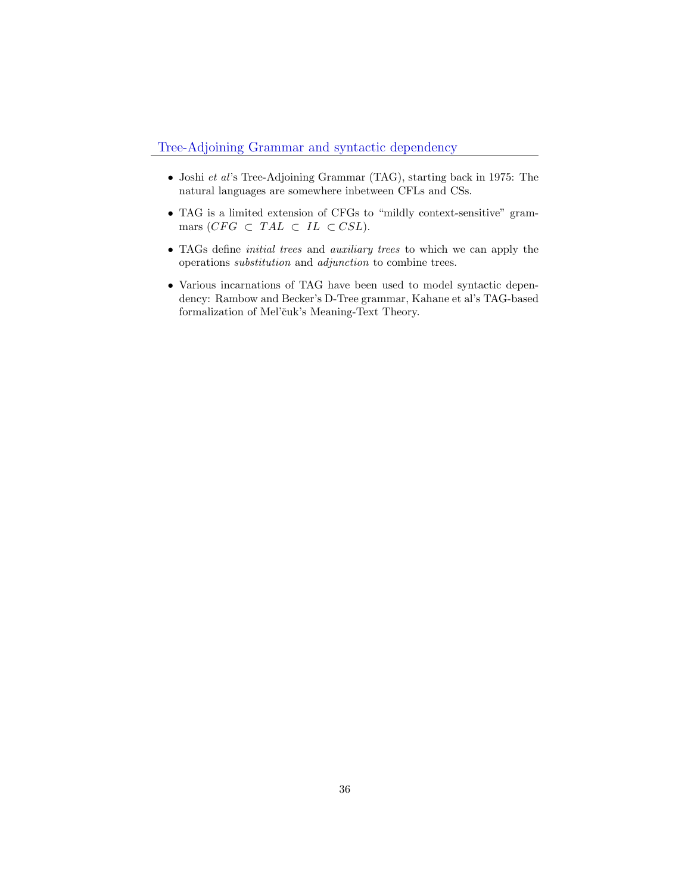## Tree-Adjoining Grammar and syntactic dependency

- Joshi *et al*'s Tree-Adjoining Grammar (TAG), starting back in 1975: The natural languages are somewhere inbetween CFLs and CSs.
- TAG is a limited extension of CFGs to "mildly context-sensitive" grammars ($CFG \subset TAL \subset IL \subset CSL$).
- TAGs define *initial trees* and *auxiliary trees* to which we can apply the operations *substitution* and *adjunction* to combine trees.
- Various incarnations of TAG have been used to model syntactic dependency: Rambow and Becker's D-Tree grammar, Kahane et al's TAG-based formalization of Mel'čuk's Meaning-Text Theory.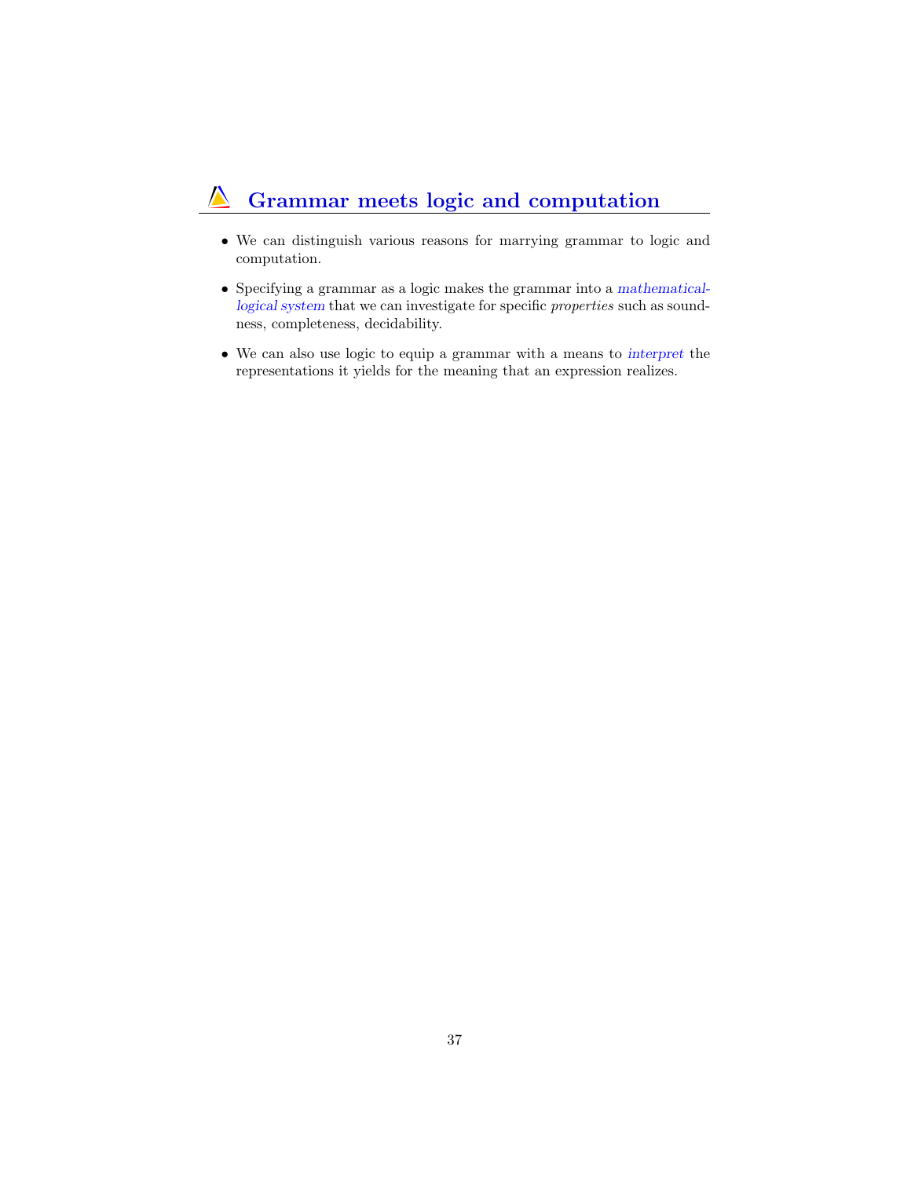## Grammar meets logic and computation

- We can distinguish various reasons for marrying grammar to logic and computation.
- Specifying a grammar as a logic makes the grammar into a *mathematical-logical system* that we can investigate for specific *properties* such as soundness, completeness, decidability.
- We can also use logic to equip a grammar with a means to *interpret* the representations it yields for the meaning that an expression realizes.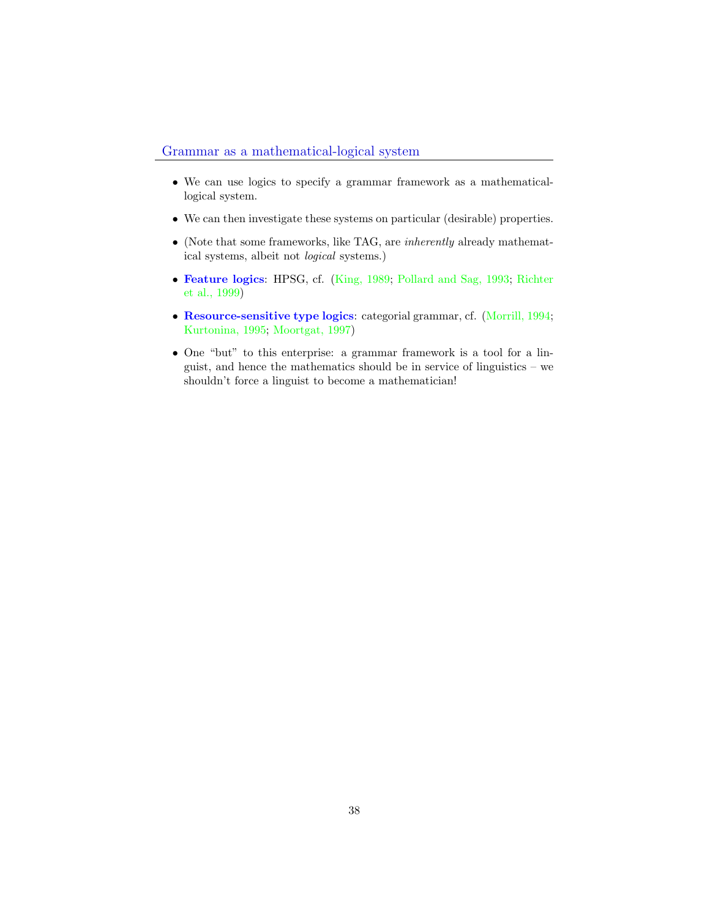## Grammar as a mathematical-logical system

- We can use logics to specify a grammar framework as a mathematical-logical system.
- We can then investigate these systems on particular (desirable) properties.
- (Note that some frameworks, like TAG, are *inherently* already mathematical systems, albeit not *logical* systems.)
- **Feature logics**: HPSG, cf. (King, 1989; Pollard and Sag, 1993; Richter et al., 1999)
- **Resource-sensitive type logics**: categorial grammar, cf. (Morrill, 1994; Kurtonina, 1995; Moortgat, 1997)
- One "but" to this enterprise: a grammar framework is a tool for a linguist, and hence the mathematics should be in service of linguistics – we shouldn't force a linguist to become a mathematician!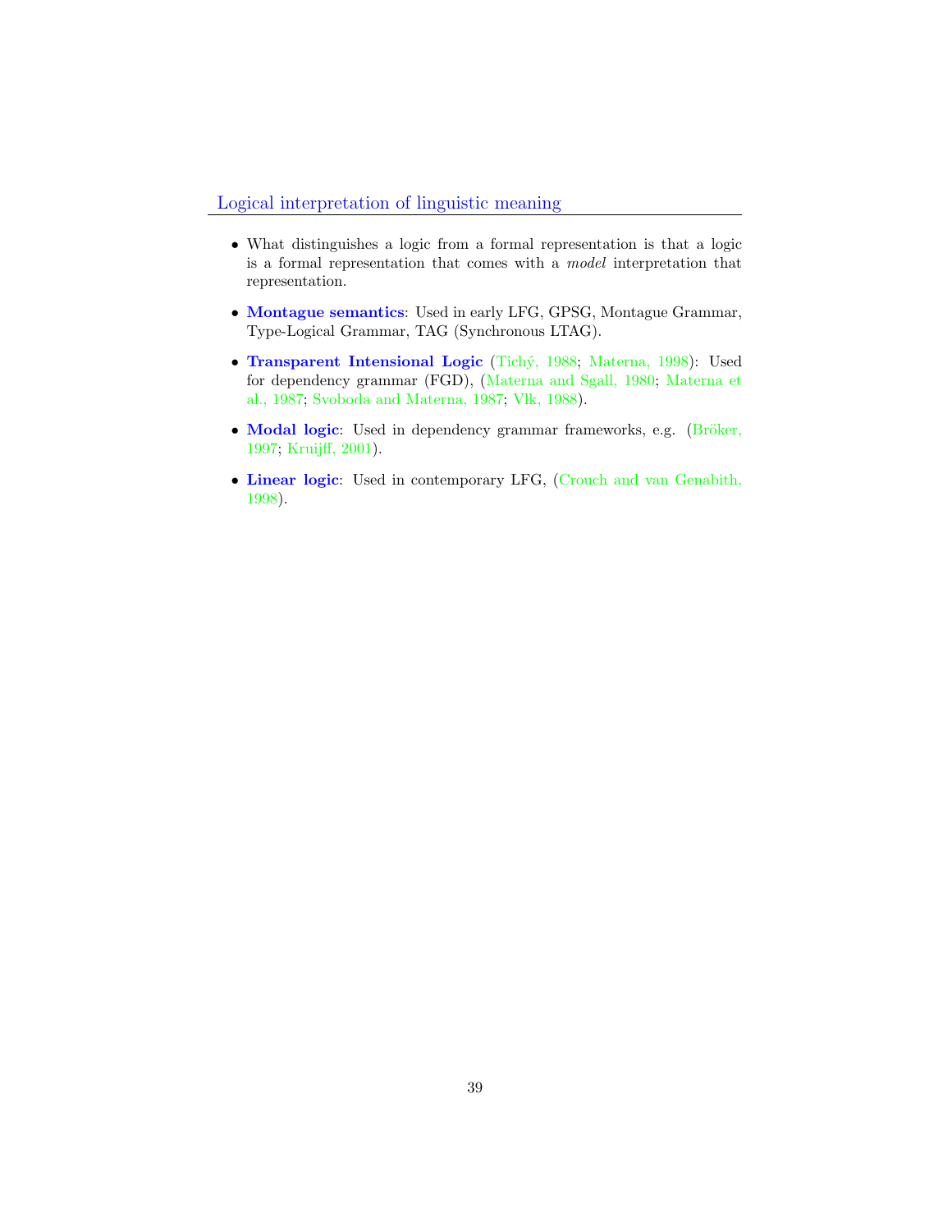## Logical interpretation of linguistic meaning

- What distinguishes a logic from a formal representation is that a logic is a formal representation that comes with a *model* interpretation that representation.
- **Montague semantics**: Used in early LFG, GPSG, Montague Grammar, Type-Logical Grammar, TAG (Synchronous LTAG).
- **Transparent Intensional Logic** (Tichý, 1988; Materna, 1998): Used for dependency grammar (FGD), (Materna and Sgall, 1980; Materna et al., 1987; Svoboda and Materna, 1987; Vlk, 1988).
- **Modal logic**: Used in dependency grammar frameworks, e.g. (Bröker, 1997; Kruijff, 2001).
- **Linear logic**: Used in contemporary LFG, (Crouch and van Genabith, 1998).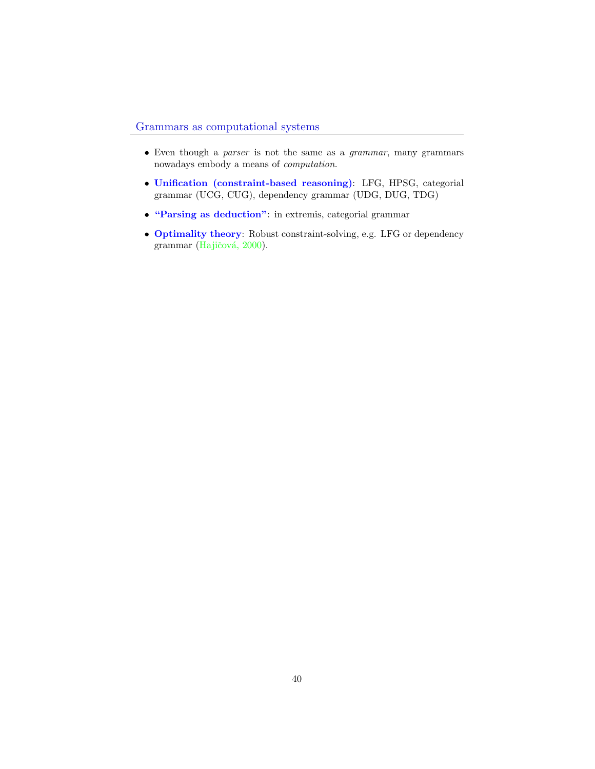## Grammars as computational systems

- Even though a *parser* is not the same as a *grammar*, many grammars nowadays embody a means of *computation*.
- **Unification (constraint-based reasoning)**: LFG, HPSG, categorial grammar (UCG, CUG), dependency grammar (UDG, DUG, TDG)
- **"Parsing as deduction"**: in extremis, categorial grammar
- **Optimality theory**: Robust constraint-solving, e.g. LFG or dependency grammar (Hajičová, 2000).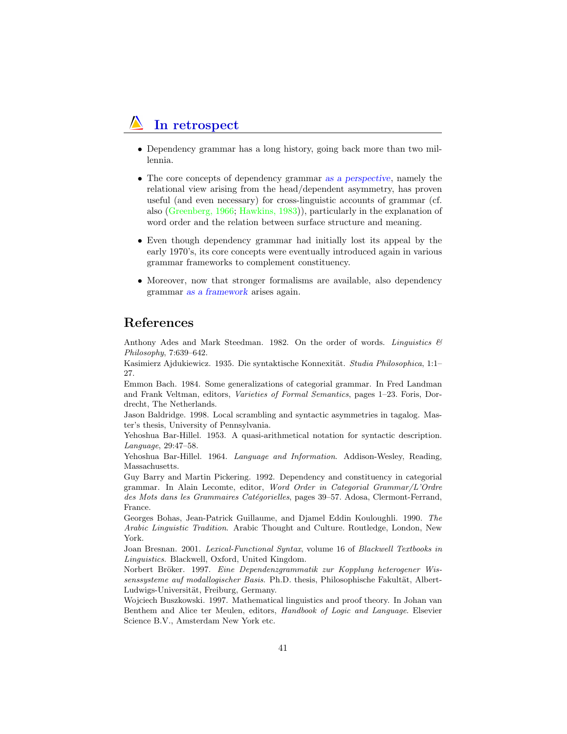## In retrospect

- Dependency grammar has a long history, going back more than two millennia.
- The core concepts of dependency grammar *as a perspective*, namely the relational view arising from the head/dependent asymmetry, has proven useful (and even necessary) for cross-linguistic accounts of grammar (cf. also (Greenberg, 1966; Hawkins, 1983)), particularly in the explanation of word order and the relation between surface structure and meaning.
- Even though dependency grammar had initially lost its appeal by the early 1970's, its core concepts were eventually introduced again in various grammar frameworks to complement constituency.
- Moreover, now that stronger formalisms are available, also dependency grammar *as a framework* arises again.

# References

Anthony Ades and Mark Steedman. 1982. On the order of words. *Linguistics & Philosophy*, 7:639–642.

Kasimierz Ajdukiewicz. 1935. Die syntaktische Konnexität. *Studia Philosophica*, 1:1–27.

Emmon Bach. 1984. Some generalizations of categorial grammar. In Fred Landman and Frank Veltman, editors, *Varieties of Formal Semantics*, pages 1–23. Foris, Dordrecht, The Netherlands.

Jason Baldridge. 1998. Local scrambling and syntactic asymmetries in tagalog. Master's thesis, University of Pennsylvania.

Yehoshua Bar-Hillel. 1953. A quasi-arithmetical notation for syntactic description. *Language*, 29:47–58.

Yehoshua Bar-Hillel. 1964. *Language and Information*. Addison-Wesley, Reading, Massachusetts.

Guy Barry and Martin Pickering. 1992. Dependency and constituency in categorial grammar. In Alain Lecomte, editor, *Word Order in Categorial Grammar/L'Ordre des Mots dans les Grammaires Catégorielles*, pages 39–57. Adosa, Clermont-Ferrand, France.

Georges Bohas, Jean-Patrick Guillaume, and Djamel Eddin Kouloughli. 1990. *The Arabic Linguistic Tradition*. Arabic Thought and Culture. Routledge, London, New York.

Joan Bresnan. 2001. *Lexical-Functional Syntax*, volume 16 of *Blackwell Textbooks in Linguistics*. Blackwell, Oxford, United Kingdom.

Norbert Bröker. 1997. *Eine Dependenzgrammatik zur Kopplung heterogener Wissenssysteme auf modallogischer Basis*. Ph.D. thesis, Philosophische Fakultät, Albert-Ludwigs-Universität, Freiburg, Germany.

Wojciech Buszkowski. 1997. Mathematical linguistics and proof theory. In Johan van Benthem and Alice ter Meulen, editors, *Handbook of Logic and Language*. Elsevier Science B.V., Amsterdam New York etc.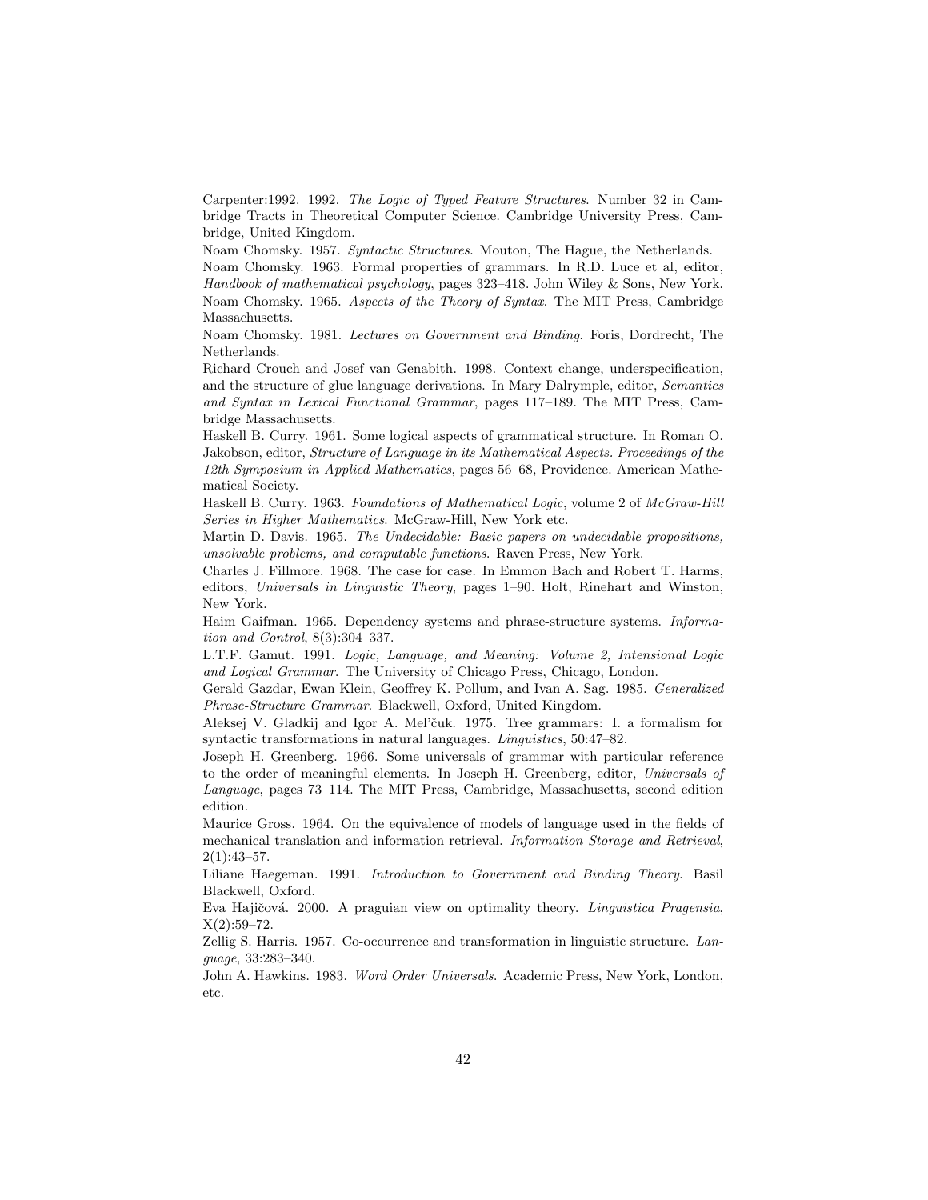Carpenter:1992. 1992. *The Logic of Typed Feature Structures*. Number 32 in Cambridge Tracts in Theoretical Computer Science. Cambridge University Press, Cambridge, United Kingdom.

Noam Chomsky. 1957. *Syntactic Structures*. Mouton, The Hague, the Netherlands.

Noam Chomsky. 1963. Formal properties of grammars. In R.D. Luce et al, editor, *Handbook of mathematical psychology*, pages 323–418. John Wiley & Sons, New York.

Noam Chomsky. 1965. *Aspects of the Theory of Syntax*. The MIT Press, Cambridge Massachusetts.

Noam Chomsky. 1981. *Lectures on Government and Binding*. Foris, Dordrecht, The Netherlands.

Richard Crouch and Josef van Genabith. 1998. Context change, underspecification, and the structure of glue language derivations. In Mary Dalrymple, editor, *Semantics and Syntax in Lexical Functional Grammar*, pages 117–189. The MIT Press, Cambridge Massachusetts.

Haskell B. Curry. 1961. Some logical aspects of grammatical structure. In Roman O. Jakobson, editor, *Structure of Language in its Mathematical Aspects. Proceedings of the 12th Symposium in Applied Mathematics*, pages 56–68, Providence. American Mathematical Society.

Haskell B. Curry. 1963. *Foundations of Mathematical Logic*, volume 2 of *McGraw-Hill Series in Higher Mathematics*. McGraw-Hill, New York etc.

Martin D. Davis. 1965. *The Undecidable: Basic papers on undecidable propositions, unsolvable problems, and computable functions*. Raven Press, New York.

Charles J. Fillmore. 1968. The case for case. In Emmon Bach and Robert T. Harms, editors, *Universals in Linguistic Theory*, pages 1–90. Holt, Rinehart and Winston, New York.

Haim Gaifman. 1965. Dependency systems and phrase-structure systems. *Information and Control*, 8(3):304–337.

L.T.F. Gamut. 1991. *Logic, Language, and Meaning: Volume 2, Intensional Logic and Logical Grammar*. The University of Chicago Press, Chicago, London.

Gerald Gazdar, Ewan Klein, Geoffrey K. Pollum, and Ivan A. Sag. 1985. *Generalized Phrase-Structure Grammar*. Blackwell, Oxford, United Kingdom.

Aleksej V. Gladkij and Igor A. Mel'čuk. 1975. Tree grammars: I. a formalism for syntactic transformations in natural languages. *Linguistics*, 50:47–82.

Joseph H. Greenberg. 1966. Some universals of grammar with particular reference to the order of meaningful elements. In Joseph H. Greenberg, editor, *Universals of Language*, pages 73–114. The MIT Press, Cambridge, Massachusetts, second edition edition.

Maurice Gross. 1964. On the equivalence of models of language used in the fields of mechanical translation and information retrieval. *Information Storage and Retrieval*, 2(1):43–57.

Liliane Haegeman. 1991. *Introduction to Government and Binding Theory*. Basil Blackwell, Oxford.

Eva Hajičová. 2000. A praguian view on optimality theory. *Linguistica Pragensia*, X(2):59–72.

Zellig S. Harris. 1957. Co-occurrence and transformation in linguistic structure. *Language*, 33:283–340.

John A. Hawkins. 1983. *Word Order Universals*. Academic Press, New York, London, etc.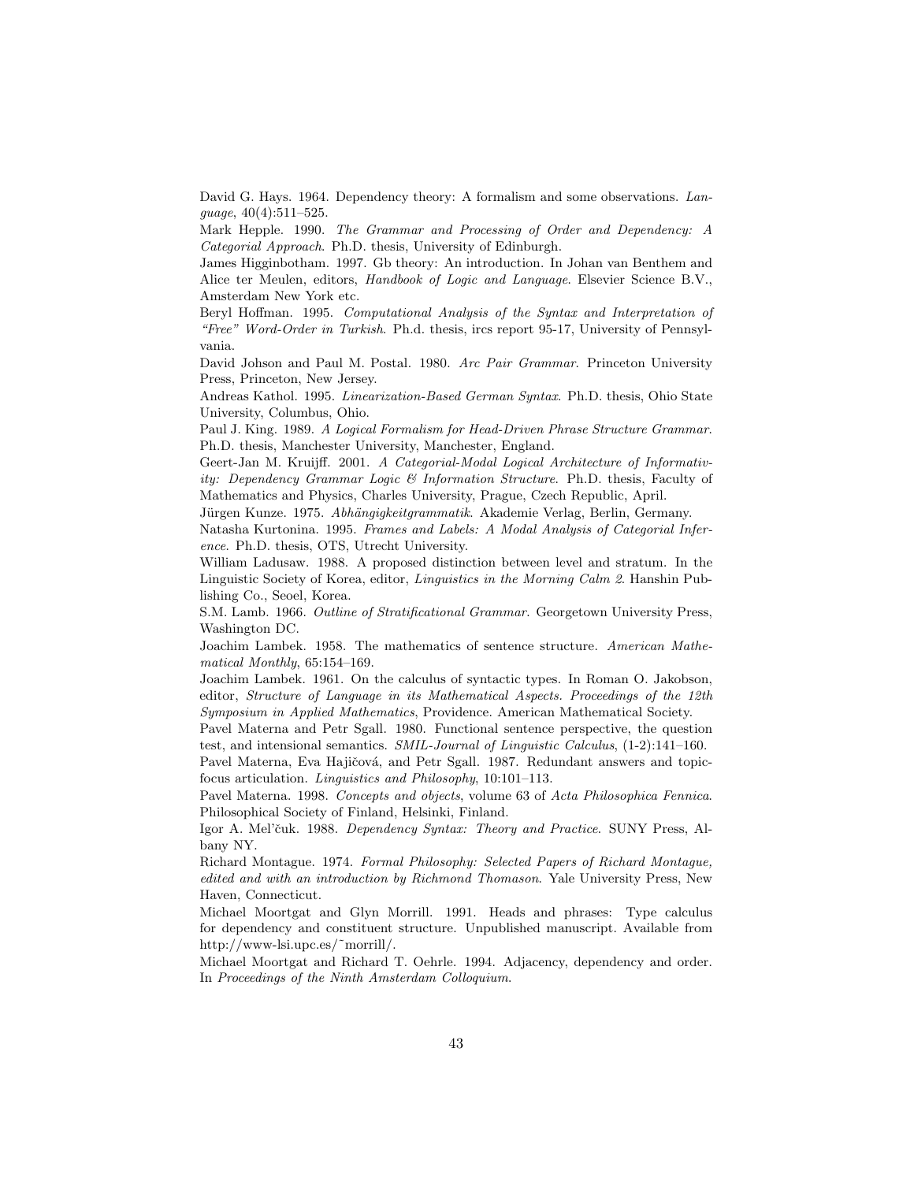David G. Hays. 1964. Dependency theory: A formalism and some observations. *Language*, 40(4):511–525.

Mark Hepple. 1990. *The Grammar and Processing of Order and Dependency: A Categorial Approach*. Ph.D. thesis, University of Edinburgh.

James Higginbotham. 1997. Gb theory: An introduction. In Johan van Benthem and Alice ter Meulen, editors, *Handbook of Logic and Language*. Elsevier Science B.V., Amsterdam New York etc.

Beryl Hoffman. 1995. *Computational Analysis of the Syntax and Interpretation of "Free" Word-Order in Turkish*. Ph.d. thesis, ircs report 95-17, University of Pennsylvania.

David Johson and Paul M. Postal. 1980. *Arc Pair Grammar*. Princeton University Press, Princeton, New Jersey.

Andreas Kathol. 1995. *Linearization-Based German Syntax*. Ph.D. thesis, Ohio State University, Columbus, Ohio.

Paul J. King. 1989. *A Logical Formalism for Head-Driven Phrase Structure Grammar*. Ph.D. thesis, Manchester University, Manchester, England.

Geert-Jan M. Kruijff. 2001. *A Categorial-Modal Logical Architecture of Informativity: Dependency Grammar Logic & Information Structure*. Ph.D. thesis, Faculty of Mathematics and Physics, Charles University, Prague, Czech Republic, April.

Jürgen Kunze. 1975. *Abhängigkeitgrammatik*. Akademie Verlag, Berlin, Germany.

Natasha Kurtonina. 1995. *Frames and Labels: A Modal Analysis of Categorial Inference*. Ph.D. thesis, OTS, Utrecht University.

William Ladusaw. 1988. A proposed distinction between level and stratum. In the Linguistic Society of Korea, editor, *Linguistics in the Morning Calm 2*. Hanshin Publishing Co., Seoel, Korea.

S.M. Lamb. 1966. *Outline of Stratificational Grammar*. Georgetown University Press, Washington DC.

Joachim Lambek. 1958. The mathematics of sentence structure. *American Mathematical Monthly*, 65:154–169.

Joachim Lambek. 1961. On the calculus of syntactic types. In Roman O. Jakobson, editor, *Structure of Language in its Mathematical Aspects. Proceedings of the 12th Symposium in Applied Mathematics*, Providence. American Mathematical Society.

Pavel Materna and Petr Sgall. 1980. Functional sentence perspective, the question test, and intensional semantics. *SMIL-Journal of Linguistic Calculus*, (1-2):141–160.

Pavel Materna, Eva Hajičová, and Petr Sgall. 1987. Redundant answers and topic-focus articulation. *Linguistics and Philosophy*, 10:101–113.

Pavel Materna. 1998. *Concepts and objects*, volume 63 of *Acta Philosophica Fennica*. Philosophical Society of Finland, Helsinki, Finland.

Igor A. Mel'čuk. 1988. *Dependency Syntax: Theory and Practice*. SUNY Press, Albany NY.

Richard Montague. 1974. *Formal Philosophy: Selected Papers of Richard Montague, edited and with an introduction by Richmond Thomason*. Yale University Press, New Haven, Connecticut.

Michael Moortgat and Glyn Morrill. 1991. Heads and phrases: Type calculus for dependency and constituent structure. Unpublished manuscript. Available from http://www-lsi.upc.es/˜morrill/.

Michael Moortgat and Richard T. Oehrle. 1994. Adjacency, dependency and order. In *Proceedings of the Ninth Amsterdam Colloquium*.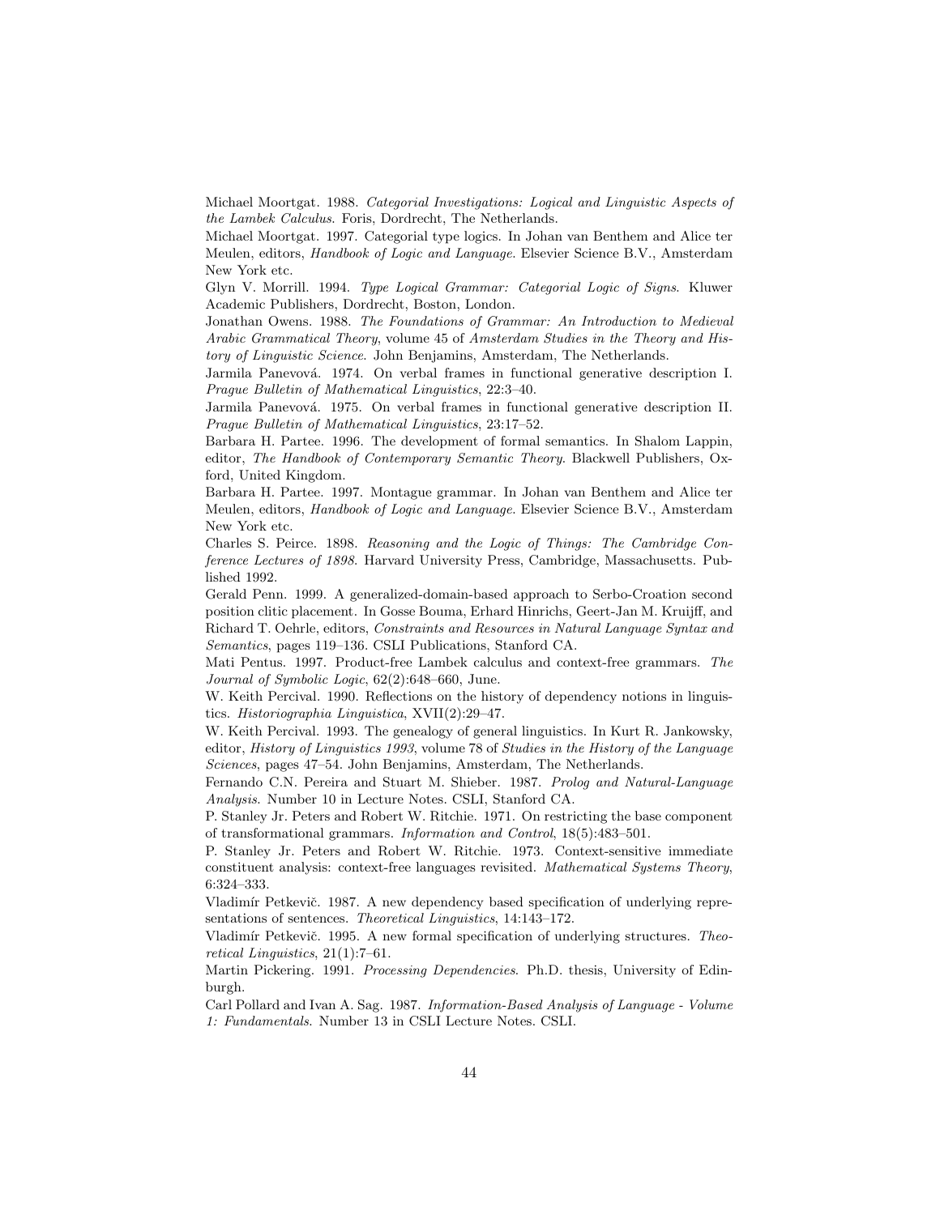Michael Moortgat. 1988. *Categorial Investigations: Logical and Linguistic Aspects of the Lambek Calculus*. Foris, Dordrecht, The Netherlands.

Michael Moortgat. 1997. Categorial type logics. In Johan van Benthem and Alice ter Meulen, editors, *Handbook of Logic and Language*. Elsevier Science B.V., Amsterdam New York etc.

Glyn V. Morrill. 1994. *Type Logical Grammar: Categorial Logic of Signs*. Kluwer Academic Publishers, Dordrecht, Boston, London.

Jonathan Owens. 1988. *The Foundations of Grammar: An Introduction to Medieval Arabic Grammatical Theory*, volume 45 of *Amsterdam Studies in the Theory and History of Linguistic Science*. John Benjamins, Amsterdam, The Netherlands.

Jarmila Panevová. 1974. On verbal frames in functional generative description I. *Prague Bulletin of Mathematical Linguistics*, 22:3–40.

Jarmila Panevová. 1975. On verbal frames in functional generative description II. *Prague Bulletin of Mathematical Linguistics*, 23:17–52.

Barbara H. Partee. 1996. The development of formal semantics. In Shalom Lappin, editor, *The Handbook of Contemporary Semantic Theory*. Blackwell Publishers, Oxford, United Kingdom.

Barbara H. Partee. 1997. Montague grammar. In Johan van Benthem and Alice ter Meulen, editors, *Handbook of Logic and Language*. Elsevier Science B.V., Amsterdam New York etc.

Charles S. Peirce. 1898. *Reasoning and the Logic of Things: The Cambridge Conference Lectures of 1898*. Harvard University Press, Cambridge, Massachusetts. Published 1992.

Gerald Penn. 1999. A generalized-domain-based approach to Serbo-Croation second position clitic placement. In Gosse Bouma, Erhard Hinrichs, Geert-Jan M. Kruijff, and Richard T. Oehrle, editors, *Constraints and Resources in Natural Language Syntax and Semantics*, pages 119–136. CSLI Publications, Stanford CA.

Mati Pentus. 1997. Product-free Lambek calculus and context-free grammars. *The Journal of Symbolic Logic*, 62(2):648–660, June.

W. Keith Percival. 1990. Reflections on the history of dependency notions in linguistics. *Historiographia Linguistica*, XVII(2):29–47.

W. Keith Percival. 1993. The genealogy of general linguistics. In Kurt R. Jankowsky, editor, *History of Linguistics 1993*, volume 78 of *Studies in the History of the Language Sciences*, pages 47–54. John Benjamins, Amsterdam, The Netherlands.

Fernando C.N. Pereira and Stuart M. Shieber. 1987. *Prolog and Natural-Language Analysis*. Number 10 in Lecture Notes. CSLI, Stanford CA.

P. Stanley Jr. Peters and Robert W. Ritchie. 1971. On restricting the base component of transformational grammars. *Information and Control*, 18(5):483–501.

P. Stanley Jr. Peters and Robert W. Ritchie. 1973. Context-sensitive immediate constituent analysis: context-free languages revisited. *Mathematical Systems Theory*, 6:324–333.

Vladimír Petkevič. 1987. A new dependency based specification of underlying representations of sentences. *Theoretical Linguistics*, 14:143–172.

Vladimír Petkevič. 1995. A new formal specification of underlying structures. *Theoretical Linguistics*, 21(1):7–61.

Martin Pickering. 1991. *Processing Dependencies*. Ph.D. thesis, University of Edinburgh.

Carl Pollard and Ivan A. Sag. 1987. *Information-Based Analysis of Language - Volume 1: Fundamentals*. Number 13 in CSLI Lecture Notes. CSLI.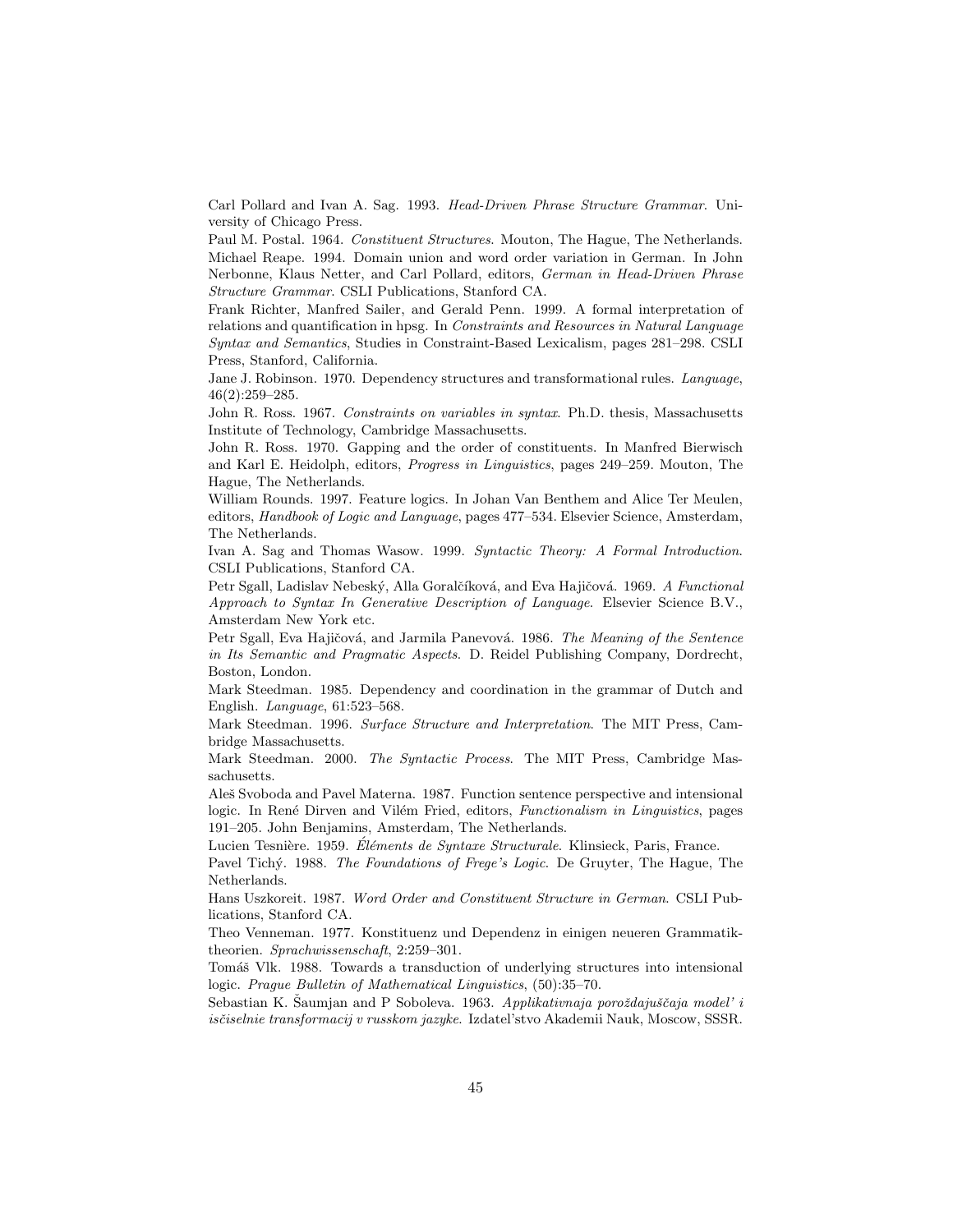Carl Pollard and Ivan A. Sag. 1993. *Head-Driven Phrase Structure Grammar*. University of Chicago Press.

Paul M. Postal. 1964. *Constituent Structures*. Mouton, The Hague, The Netherlands.

Michael Reape. 1994. Domain union and word order variation in German. In John Nerbonne, Klaus Netter, and Carl Pollard, editors, *German in Head-Driven Phrase Structure Grammar*. CSLI Publications, Stanford CA.

Frank Richter, Manfred Sailer, and Gerald Penn. 1999. A formal interpretation of relations and quantification in hpsg. In *Constraints and Resources in Natural Language Syntax and Semantics*, Studies in Constraint-Based Lexicalism, pages 281–298. CSLI Press, Stanford, California.

Jane J. Robinson. 1970. Dependency structures and transformational rules. *Language*, 46(2):259–285.

John R. Ross. 1967. *Constraints on variables in syntax*. Ph.D. thesis, Massachusetts Institute of Technology, Cambridge Massachusetts.

John R. Ross. 1970. Gapping and the order of constituents. In Manfred Bierwisch and Karl E. Heidolph, editors, *Progress in Linguistics*, pages 249–259. Mouton, The Hague, The Netherlands.

William Rounds. 1997. Feature logics. In Johan Van Benthem and Alice Ter Meulen, editors, *Handbook of Logic and Language*, pages 477–534. Elsevier Science, Amsterdam, The Netherlands.

Ivan A. Sag and Thomas Wasow. 1999. *Syntactic Theory: A Formal Introduction*. CSLI Publications, Stanford CA.

Petr Sgall, Ladislav Nebeský, Alla Goralčíková, and Eva Hajičová. 1969. *A Functional Approach to Syntax In Generative Description of Language*. Elsevier Science B.V., Amsterdam New York etc.

Petr Sgall, Eva Hajičová, and Jarmila Panevová. 1986. *The Meaning of the Sentence in Its Semantic and Pragmatic Aspects*. D. Reidel Publishing Company, Dordrecht, Boston, London.

Mark Steedman. 1985. Dependency and coordination in the grammar of Dutch and English. *Language*, 61:523–568.

Mark Steedman. 1996. *Surface Structure and Interpretation*. The MIT Press, Cambridge Massachusetts.

Mark Steedman. 2000. *The Syntactic Process*. The MIT Press, Cambridge Massachusetts.

Aleš Svoboda and Pavel Materna. 1987. Function sentence perspective and intensional logic. In René Dirven and Vilém Fried, editors, *Functionalism in Linguistics*, pages 191–205. John Benjamins, Amsterdam, The Netherlands.

Lucien Tesnière. 1959. *Éléments de Syntaxe Structurale*. Klinsieck, Paris, France.

Pavel Tichý. 1988. *The Foundations of Frege's Logic*. De Gruyter, The Hague, The Netherlands.

Hans Uszkoreit. 1987. *Word Order and Constituent Structure in German*. CSLI Publications, Stanford CA.

Theo Venneman. 1977. Konstituenz und Dependenz in einigen neueren Grammatiktheorien. *Sprachwissenschaft*, 2:259–301.

Tomáš Vlk. 1988. Towards a transduction of underlying structures into intensional logic. *Prague Bulletin of Mathematical Linguistics*, (50):35–70.

Sebastian K. Šaumjan and P Soboleva. 1963. *Applikativnaja poroždajuščaja model' i isčiselnie transformacij v russkom jazyke*. Izdatel'stvo Akademii Nauk, Moscow, SSSR.